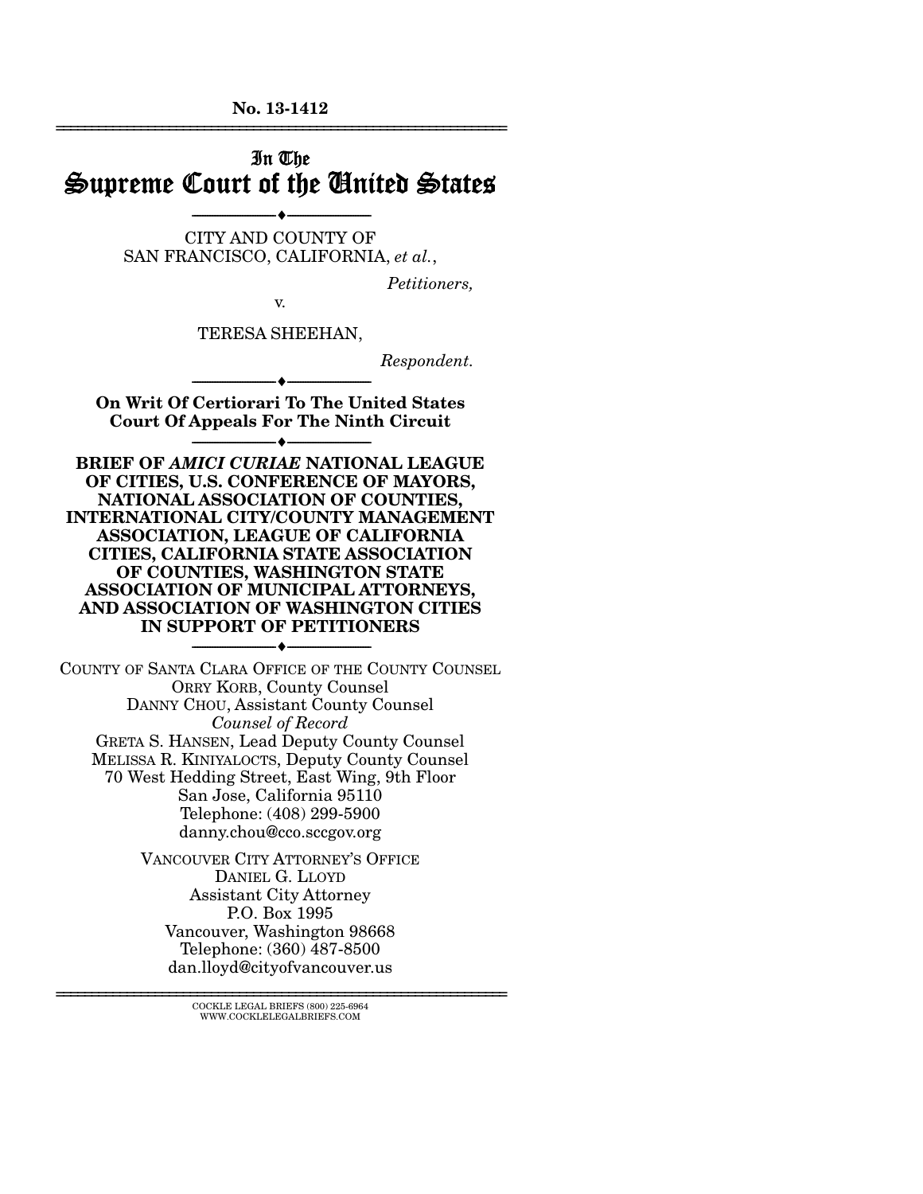No. 13-1412

# In The Supreme Court of the United States

---

CITY AND COUNTY OF SAN FRANCISCO, CALIFORNIA, *et al.*,

*Petitioners,*

v.

TERESA SHEEHAN,

*Respondent.*

---

**On Writ Of Certiorari To The United States Court Of Appeals For The Ninth Circuit**

---

**BRIEF OF *AMICI CURIAE* NATIONAL LEAGUE OF CITIES, U.S. CONFERENCE OF MAYORS, NATIONAL ASSOCIATION OF COUNTIES, INTERNATIONAL CITY/COUNTY MANAGEMENT ASSOCIATION, LEAGUE OF CALIFORNIA CITIES, CALIFORNIA STATE ASSOCIATION OF COUNTIES, WASHINGTON STATE ASSOCIATION OF MUNICIPAL ATTORNEYS, AND ASSOCIATION OF WASHINGTON CITIES IN SUPPORT OF PETITIONERS**

---

COUNTY OF SANTA CLARA OFFICE OF THE COUNTY COUNSEL
ORRY KORB, County Counsel
DANNY CHOU, Assistant County Counsel
*Counsel of Record*
GRETA S. HANSEN, Lead Deputy County Counsel
MELISSA R. KINIYALOCTS, Deputy County Counsel
70 West Hedding Street, East Wing, 9th Floor
San Jose, California 95110
Telephone: (408) 299-5900
danny.chou@cco.sccgov.org

VANCOUVER CITY ATTORNEY'S OFFICE
DANIEL G. LLOYD
Assistant City Attorney
P.O. Box 1995
Vancouver, Washington 98668
Telephone: (360) 487-8500
dan.lloyd@cityofvancouver.us

COCKLE LEGAL BRIEFS (800) 225-6964
WWW.COCKLELEGALBRIEFS.COM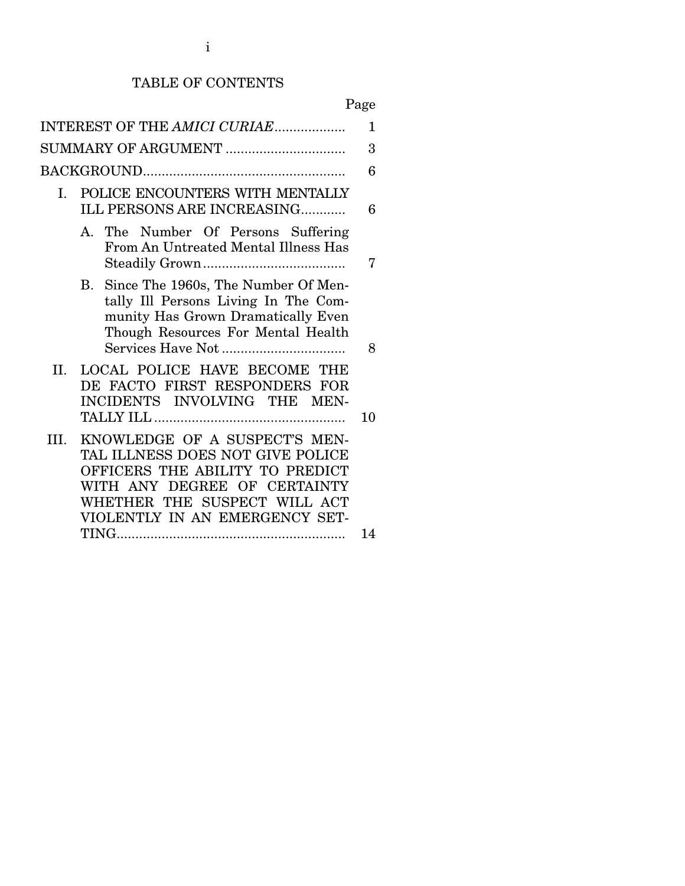# TABLE OF CONTENTS

| | Page |
|---|---|
| INTEREST OF THE *AMICI CURIAE* | 1 |
| SUMMARY OF ARGUMENT | 3 |
| BACKGROUND | 6 |
| I. POLICE ENCOUNTERS WITH MENTALLY ILL PERSONS ARE INCREASING | 6 |
| A. The Number Of Persons Suffering From An Untreated Mental Illness Has Steadily Grown | 7 |
| B. Since The 1960s, The Number Of Mentally Ill Persons Living In The Community Has Grown Dramatically Even Though Resources For Mental Health Services Have Not | 8 |
| II. LOCAL POLICE HAVE BECOME THE DE FACTO FIRST RESPONDERS FOR INCIDENTS INVOLVING THE MENTALLY ILL | 10 |
| III. KNOWLEDGE OF A SUSPECT'S MENTAL ILLNESS DOES NOT GIVE POLICE OFFICERS THE ABILITY TO PREDICT WITH ANY DEGREE OF CERTAINTY WHETHER THE SUSPECT WILL ACT VIOLENTLY IN AN EMERGENCY SETTING | 14 |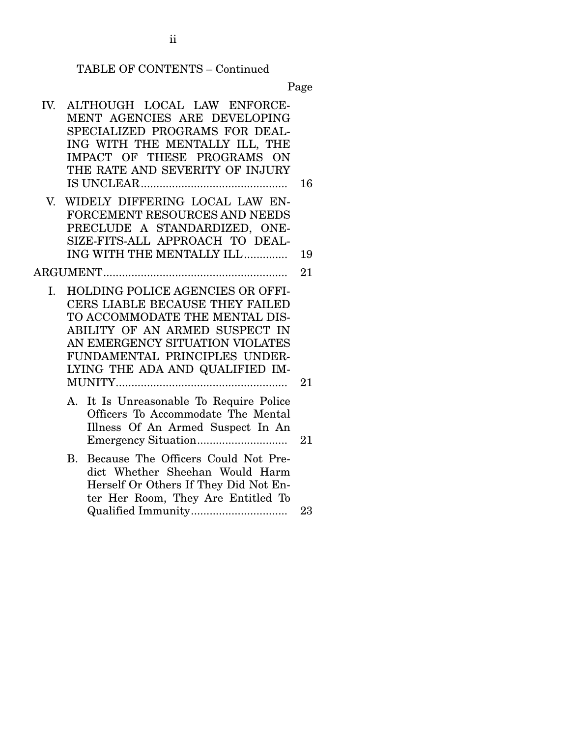TABLE OF CONTENTS – Continued

| | Page |
|---|---|
| IV. ALTHOUGH LOCAL LAW ENFORCEMENT AGENCIES ARE DEVELOPING SPECIALIZED PROGRAMS FOR DEALING WITH THE MENTALLY ILL, THE IMPACT OF THESE PROGRAMS ON THE RATE AND SEVERITY OF INJURY IS UNCLEAR | 16 |
| V. WIDELY DIFFERING LOCAL LAW ENFORCEMENT RESOURCES AND NEEDS PRECLUDE A STANDARDIZED, ONE-SIZE-FITS-ALL APPROACH TO DEALING WITH THE MENTALLY ILL | 19 |
| ARGUMENT | 21 |
| I. HOLDING POLICE AGENCIES OR OFFICERS LIABLE BECAUSE THEY FAILED TO ACCOMMODATE THE MENTAL DISABILITY OF AN ARMED SUSPECT IN AN EMERGENCY SITUATION VIOLATES FUNDAMENTAL PRINCIPLES UNDERLYING THE ADA AND QUALIFIED IMMUNITY | 21 |
| A. It Is Unreasonable To Require Police Officers To Accommodate The Mental Illness Of An Armed Suspect In An Emergency Situation | 21 |
| B. Because The Officers Could Not Predict Whether Sheehan Would Harm Herself Or Others If They Did Not Enter Her Room, They Are Entitled To Qualified Immunity | 23 |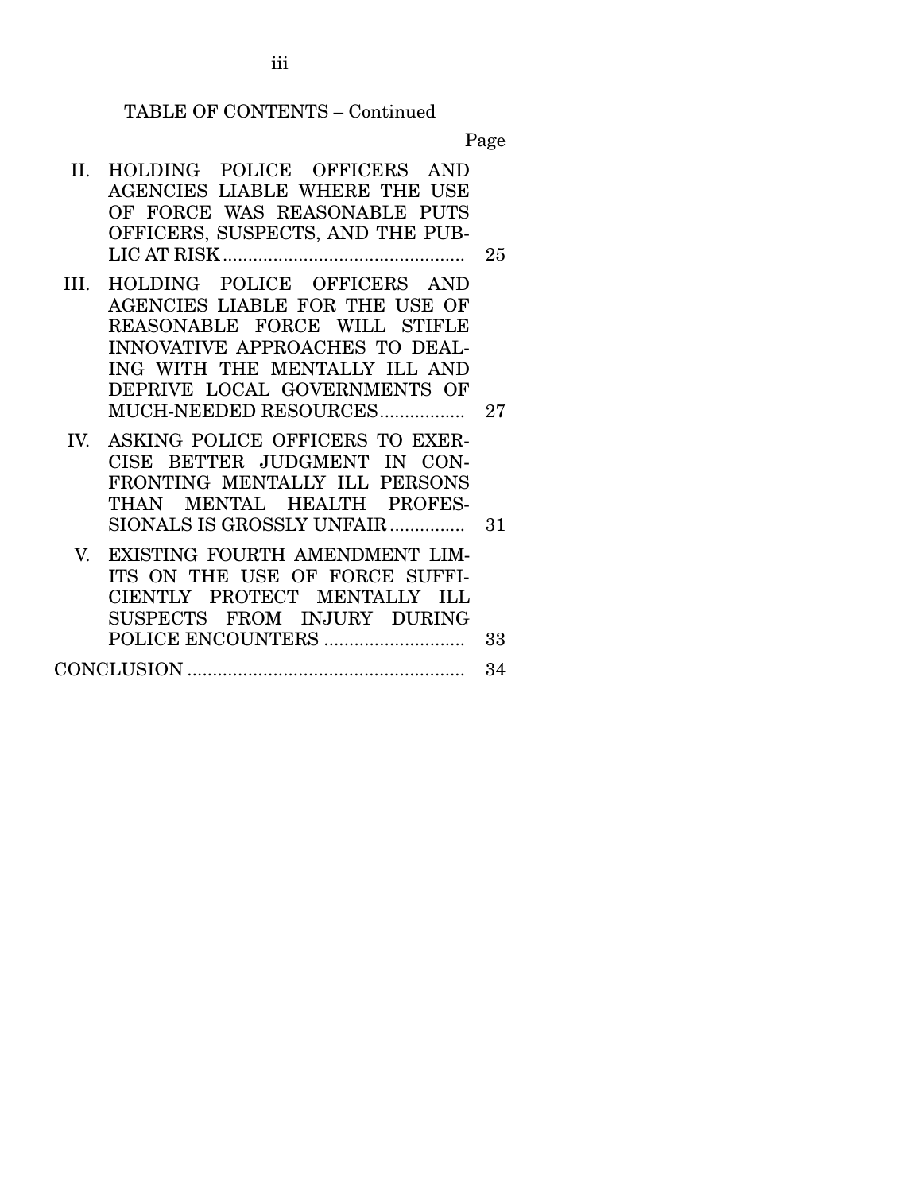TABLE OF CONTENTS – Continued

| | | Page |
|---|---|---|
| II. | HOLDING POLICE OFFICERS AND AGENCIES LIABLE WHERE THE USE OF FORCE WAS REASONABLE PUTS OFFICERS, SUSPECTS, AND THE PUBLIC AT RISK | 25 |
| III. | HOLDING POLICE OFFICERS AND AGENCIES LIABLE FOR THE USE OF REASONABLE FORCE WILL STIFLE INNOVATIVE APPROACHES TO DEALING WITH THE MENTALLY ILL AND DEPRIVE LOCAL GOVERNMENTS OF MUCH-NEEDED RESOURCES | 27 |
| IV. | ASKING POLICE OFFICERS TO EXERCISE BETTER JUDGMENT IN CONFRONTING MENTALLY ILL PERSONS THAN MENTAL HEALTH PROFESSIONALS IS GROSSLY UNFAIR | 31 |
| V. | EXISTING FOURTH AMENDMENT LIMITS ON THE USE OF FORCE SUFFICIENTLY PROTECT MENTALLY ILL SUSPECTS FROM INJURY DURING POLICE ENCOUNTERS | 33 |
| CONCLUSION | | 34 |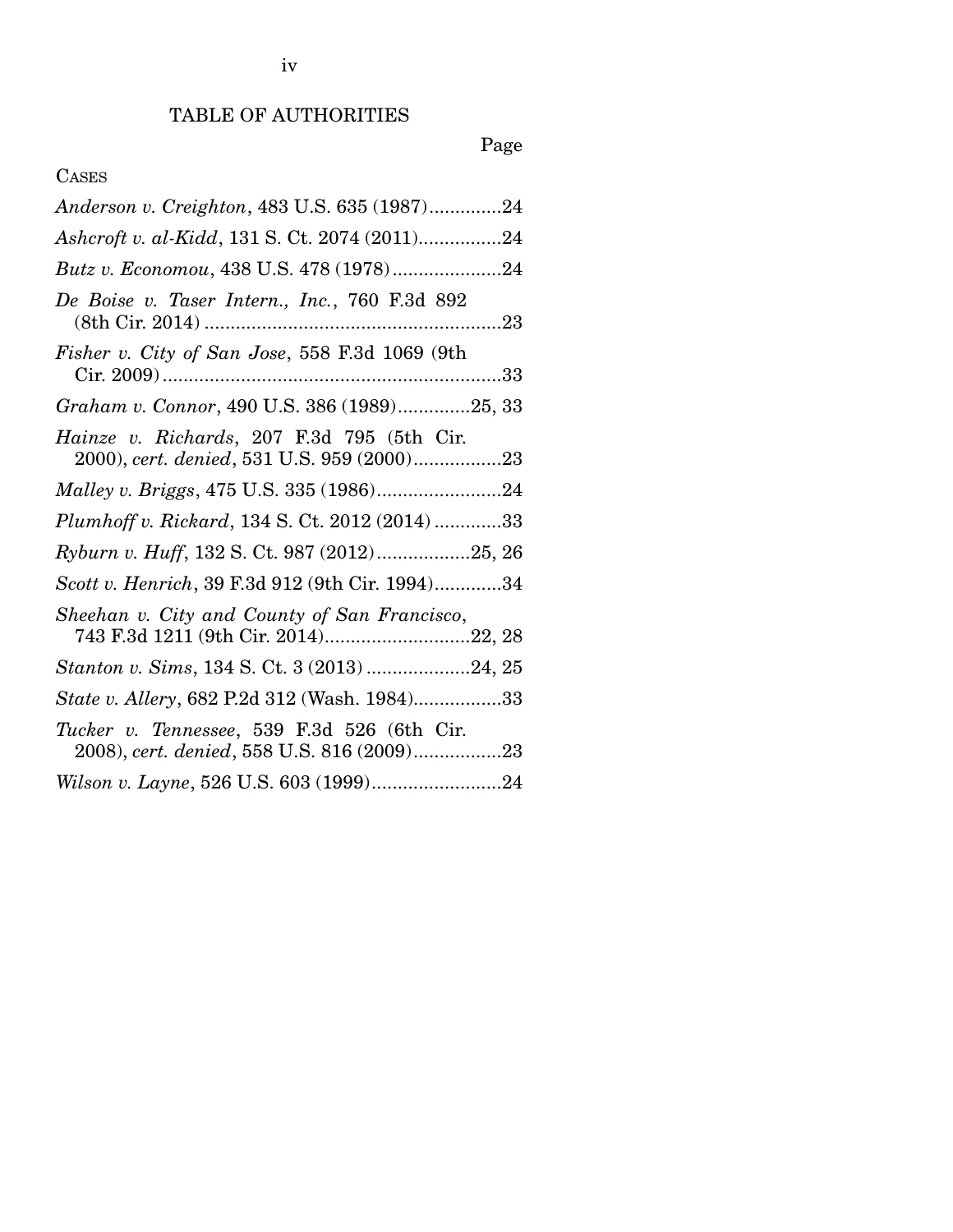# TABLE OF AUTHORITIES

Page

CASES

*Anderson v. Creighton*, 483 U.S. 635 (1987)..............24

*Ashcroft v. al-Kidd*, 131 S. Ct. 2074 (2011)................24

*Butz v. Economou*, 438 U.S. 478 (1978).....................24

*De Boise v. Taser Intern., Inc.*, 760 F.3d 892 (8th Cir. 2014).........................................................23

*Fisher v. City of San Jose*, 558 F.3d 1069 (9th Cir. 2009)..................................................................33

*Graham v. Connor*, 490 U.S. 386 (1989)..............25, 33

*Hainze v. Richards*, 207 F.3d 795 (5th Cir. 2000), *cert. denied*, 531 U.S. 959 (2000).................23

*Malley v. Briggs*, 475 U.S. 335 (1986)........................24

*Plumhoff v. Rickard*, 134 S. Ct. 2012 (2014).............33

*Ryburn v. Huff*, 132 S. Ct. 987 (2012)..................25, 26

*Scott v. Henrich*, 39 F.3d 912 (9th Cir. 1994).............34

*Sheehan v. City and County of San Francisco*, 743 F.3d 1211 (9th Cir. 2014)............................22, 28

*Stanton v. Sims*, 134 S. Ct. 3 (2013)....................24, 25

*State v. Allery*, 682 P.2d 312 (Wash. 1984).................33

*Tucker v. Tennessee*, 539 F.3d 526 (6th Cir. 2008), *cert. denied*, 558 U.S. 816 (2009).................23

*Wilson v. Layne*, 526 U.S. 603 (1999).........................24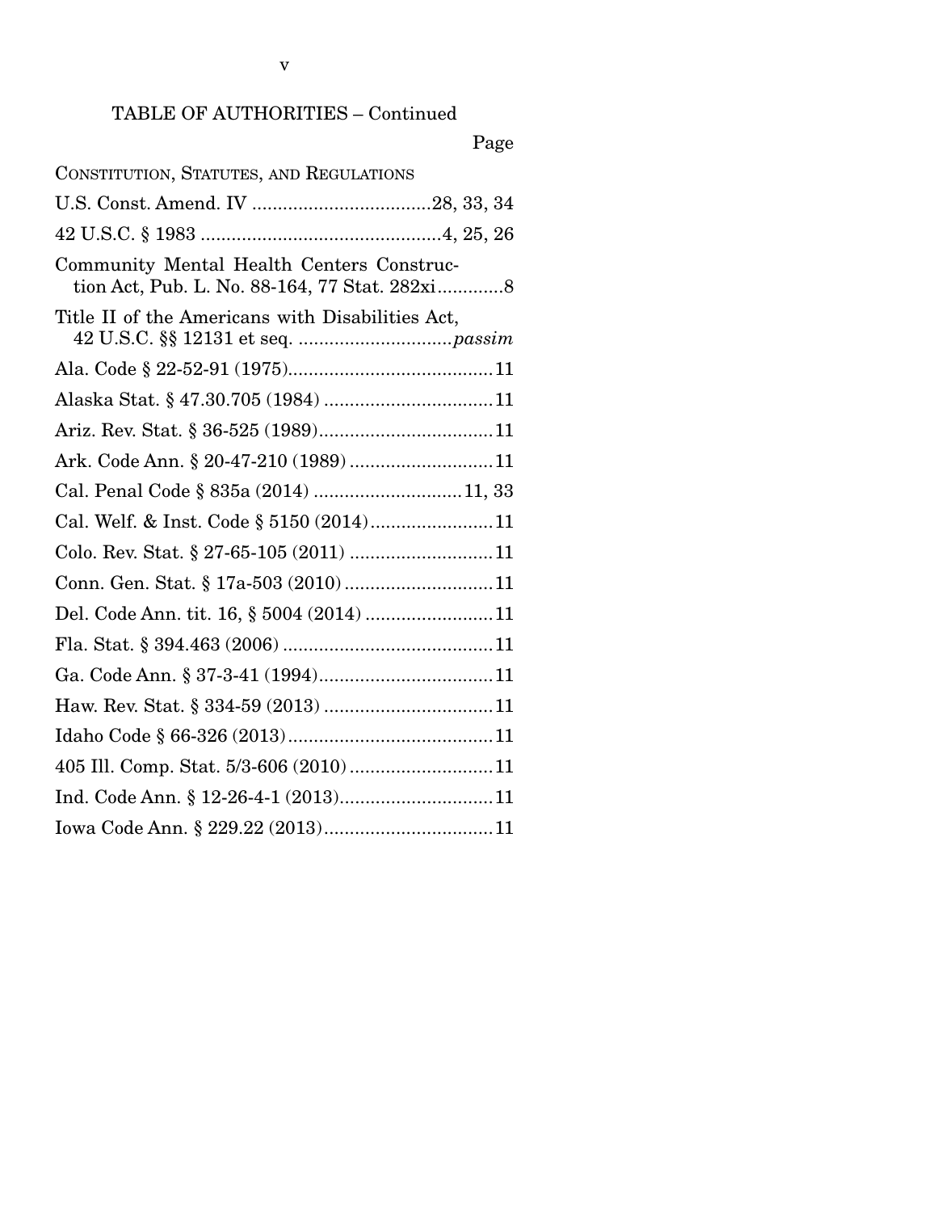## TABLE OF AUTHORITIES – Continued

Page

CONSTITUTION, STATUTES, AND REGULATIONS

U.S. Const. Amend. IV ....................................28, 33, 34

42 U.S.C. § 1983 ...............................................4, 25, 26

Community Mental Health Centers Construction Act, Pub. L. No. 88-164, 77 Stat. 282xi.............8

Title II of the Americans with Disabilities Act, 42 U.S.C. §§ 12131 et seq. ..............................*passim*

Ala. Code § 22-52-91 (1975)........................................11

Alaska Stat. § 47.30.705 (1984) .................................11

Ariz. Rev. Stat. § 36-525 (1989)..................................11

Ark. Code Ann. § 20-47-210 (1989) ............................11

Cal. Penal Code § 835a (2014) .............................11, 33

Cal. Welf. & Inst. Code § 5150 (2014)........................11

Colo. Rev. Stat. § 27-65-105 (2011) ............................11

Conn. Gen. Stat. § 17a-503 (2010) .............................11

Del. Code Ann. tit. 16, § 5004 (2014) .........................11

Fla. Stat. § 394.463 (2006) .........................................11

Ga. Code Ann. § 37-3-41 (1994)..................................11

Haw. Rev. Stat. § 334-59 (2013) .................................11

Idaho Code § 66-326 (2013)........................................11

405 Ill. Comp. Stat. 5/3-606 (2010) ............................11

Ind. Code Ann. § 12-26-4-1 (2013)..............................11

Iowa Code Ann. § 229.22 (2013).................................11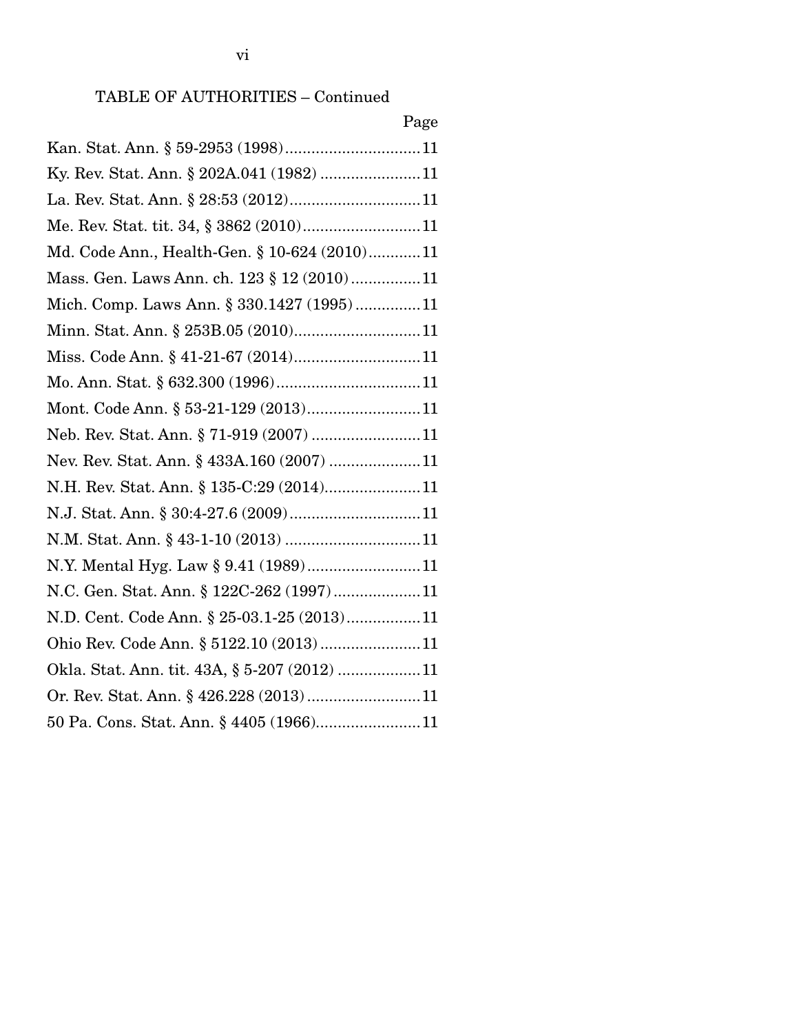TABLE OF AUTHORITIES – Continued

Page

Kan. Stat. Ann. § 59-2953 (1998) ........................................ 11

Ky. Rev. Stat. Ann. § 202A.041 (1982) ............................ 11

La. Rev. Stat. Ann. § 28:53 (2012) .................................... 11

Me. Rev. Stat. tit. 34, § 3862 (2010) ................................. 11

Md. Code Ann., Health-Gen. § 10-624 (2010) ................. 11

Mass. Gen. Laws Ann. ch. 123 § 12 (2010) ...................... 11

Mich. Comp. Laws Ann. § 330.1427 (1995) ..................... 11

Minn. Stat. Ann. § 253B.05 (2010) .................................... 11

Miss. Code Ann. § 41-21-67 (2014) .................................... 11

Mo. Ann. Stat. § 632.300 (1996) ........................................ 11

Mont. Code Ann. § 53-21-129 (2013) ................................. 11

Neb. Rev. Stat. Ann. § 71-919 (2007) ............................... 11

Nev. Rev. Stat. Ann. § 433A.160 (2007) ........................... 11

N.H. Rev. Stat. Ann. § 135-C:29 (2014) ............................ 11

N.J. Stat. Ann. § 30:4-27.6 (2009) ..................................... 11

N.M. Stat. Ann. § 43-1-10 (2013) ...................................... 11

N.Y. Mental Hyg. Law § 9.41 (1989) ................................. 11

N.C. Gen. Stat. Ann. § 122C-262 (1997) .......................... 11

N.D. Cent. Code Ann. § 25-03.1-25 (2013) ....................... 11

Ohio Rev. Code Ann. § 5122.10 (2013) ............................. 11

Okla. Stat. Ann. tit. 43A, § 5-207 (2012) ......................... 11

Or. Rev. Stat. Ann. § 426.228 (2013) ................................ 11

50 Pa. Cons. Stat. Ann. § 4405 (1966) .............................. 11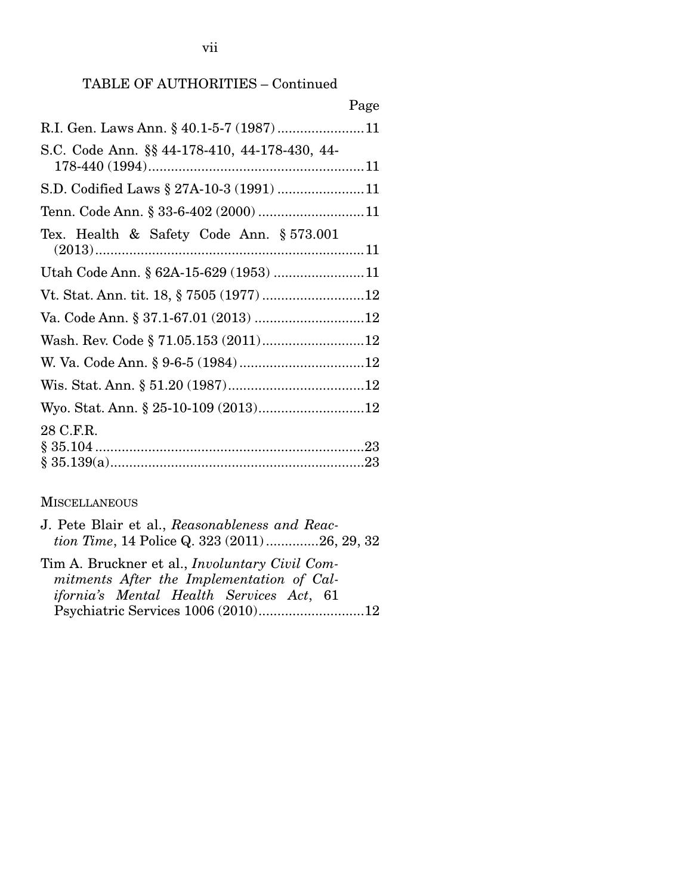TABLE OF AUTHORITIES – Continued

Page

R.I. Gen. Laws Ann. § 40.1-5-7 (1987) ....................... 11

S.C. Code Ann. §§ 44-178-410, 44-178-430, 44-178-440 (1994) ....................... 11

S.D. Codified Laws § 27A-10-3 (1991) ....................... 11

Tenn. Code Ann. § 33-6-402 (2000) ....................... 11

Tex. Health & Safety Code Ann. § 573.001 (2013) ....................... 11

Utah Code Ann. § 62A-15-629 (1953) ....................... 11

Vt. Stat. Ann. tit. 18, § 7505 (1977) ....................... 12

Va. Code Ann. § 37.1-67.01 (2013) ....................... 12

Wash. Rev. Code § 71.05.153 (2011) ....................... 12

W. Va. Code Ann. § 9-6-5 (1984) ....................... 12

Wis. Stat. Ann. § 51.20 (1987) ....................... 12

Wyo. Stat. Ann. § 25-10-109 (2013) ....................... 12

28 C.F.R.
§ 35.104 ....................... 23
§ 35.139(a) ....................... 23

MISCELLANEOUS

J. Pete Blair et al., *Reasonableness and Reaction Time*, 14 Police Q. 323 (2011) ....................... 26, 29, 32

Tim A. Bruckner et al., *Involuntary Civil Commitments After the Implementation of California's Mental Health Services Act*, 61 Psychiatric Services 1006 (2010) ....................... 12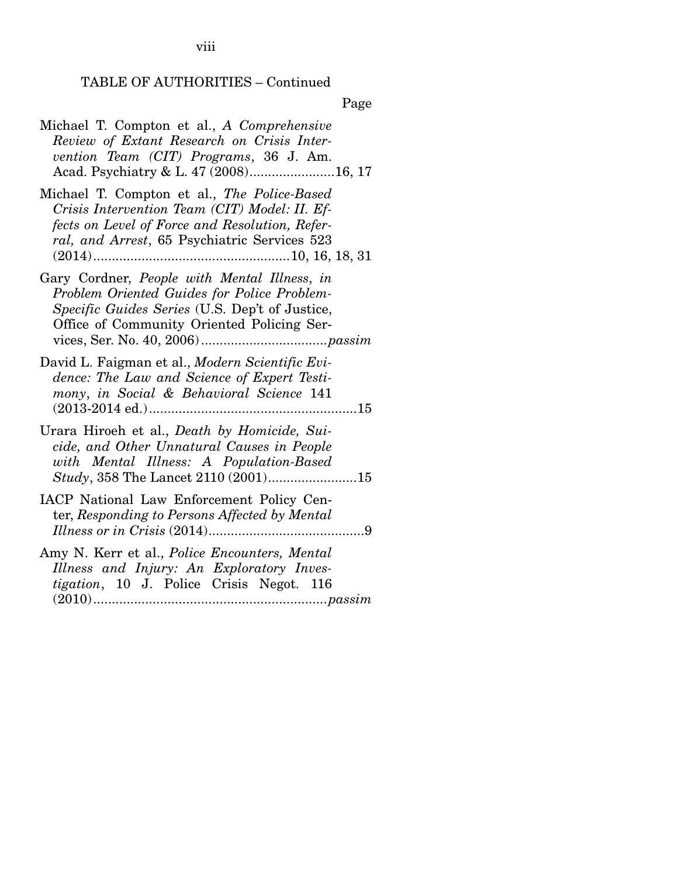TABLE OF AUTHORITIES – Continued

Page

Michael T. Compton et al., *A Comprehensive Review of Extant Research on Crisis Intervention Team (CIT) Programs*, 36 J. Am. Acad. Psychiatry & L. 47 (2008).......................16, 17

Michael T. Compton et al., *The Police-Based Crisis Intervention Team (CIT) Model: II. Effects on Level of Force and Resolution, Referral, and Arrest*, 65 Psychiatric Services 523 (2014).....................................................10, 16, 18, 31

Gary Cordner, *People with Mental Illness*, *in Problem Oriented Guides for Police Problem-Specific Guides Series* (U.S. Dep't of Justice, Office of Community Oriented Policing Services, Ser. No. 40, 2006)..................................*passim*

David L. Faigman et al., *Modern Scientific Evidence: The Law and Science of Expert Testimony*, *in Social & Behavioral Science* 141 (2013-2014 ed.)........................................................15

Urara Hiroeh et al., *Death by Homicide, Suicide, and Other Unnatural Causes in People with Mental Illness: A Population-Based Study*, 358 The Lancet 2110 (2001)........................15

IACP National Law Enforcement Policy Center, *Responding to Persons Affected by Mental Illness or in Crisis* (2014)..........................................9

Amy N. Kerr et al., *Police Encounters, Mental Illness and Injury: An Exploratory Investigation*, 10 J. Police Crisis Negot. 116 (2010)...............................................................*passim*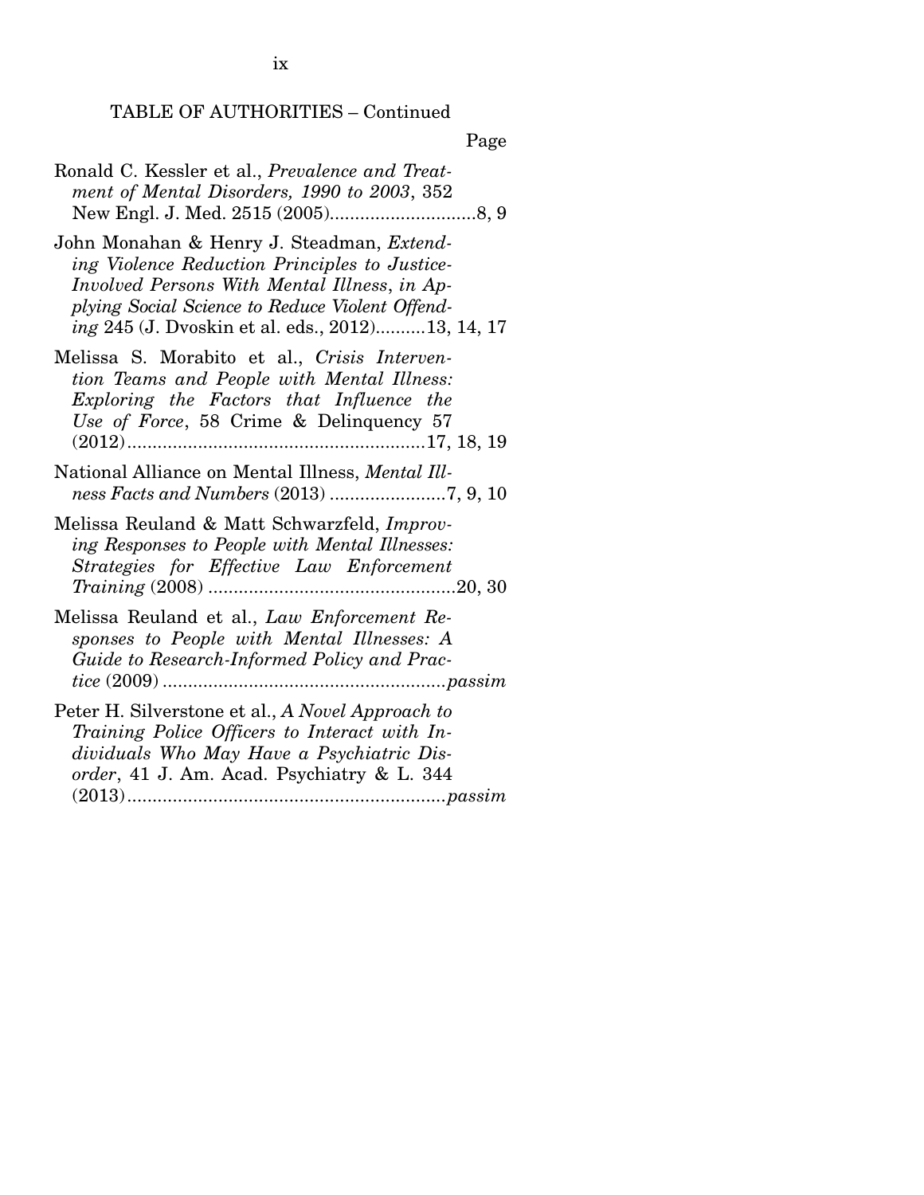TABLE OF AUTHORITIES – Continued

Page

Ronald C. Kessler et al., *Prevalence and Treatment of Mental Disorders, 1990 to 2003*, 352 New Engl. J. Med. 2515 (2005)............................8, 9

John Monahan & Henry J. Steadman, *Extending Violence Reduction Principles to Justice-Involved Persons With Mental Illness*, *in Applying Social Science to Reduce Violent Offending* 245 (J. Dvoskin et al. eds., 2012)..........13, 14, 17

Melissa S. Morabito et al., *Crisis Intervention Teams and People with Mental Illness: Exploring the Factors that Influence the Use of Force*, 58 Crime & Delinquency 57 (2012)...........................................................17, 18, 19

National Alliance on Mental Illness, *Mental Illness Facts and Numbers* (2013) .......................7, 9, 10

Melissa Reuland & Matt Schwarzfeld, *Improving Responses to People with Mental Illnesses: Strategies for Effective Law Enforcement Training* (2008) .................................................20, 30

Melissa Reuland et al., *Law Enforcement Responses to People with Mental Illnesses: A Guide to Research-Informed Policy and Practice* (2009) ........................................................*passim*

Peter H. Silverstone et al., *A Novel Approach to Training Police Officers to Interact with Individuals Who May Have a Psychiatric Disorder*, 41 J. Am. Acad. Psychiatry & L. 344 (2013)...............................................................*passim*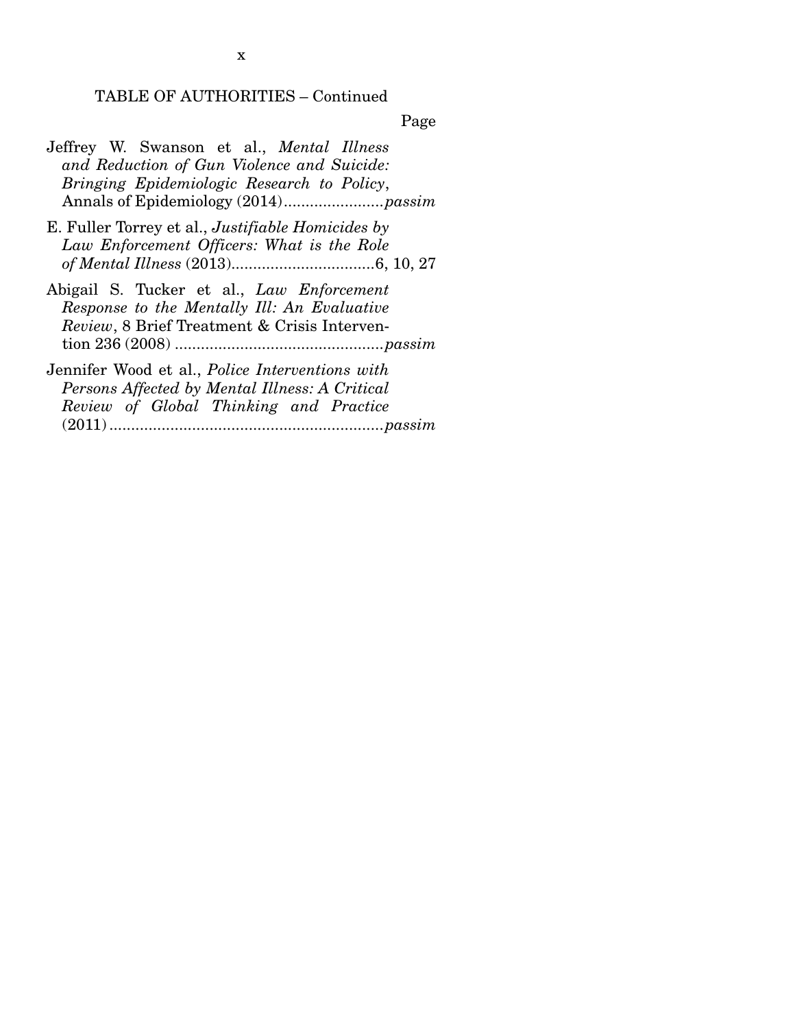TABLE OF AUTHORITIES – Continued

Page

Jeffrey W. Swanson et al., *Mental Illness and Reduction of Gun Violence and Suicide: Bringing Epidemiologic Research to Policy*, Annals of Epidemiology (2014)......................*passim*

E. Fuller Torrey et al., *Justifiable Homicides by Law Enforcement Officers: What is the Role of Mental Illness* (2013)................................6, 10, 27

Abigail S. Tucker et al., *Law Enforcement Response to the Mentally Ill: An Evaluative Review*, 8 Brief Treatment & Crisis Intervention 236 (2008) ...............................................*passim*

Jennifer Wood et al., *Police Interventions with Persons Affected by Mental Illness: A Critical Review of Global Thinking and Practice* (2011)...............................................................*passim*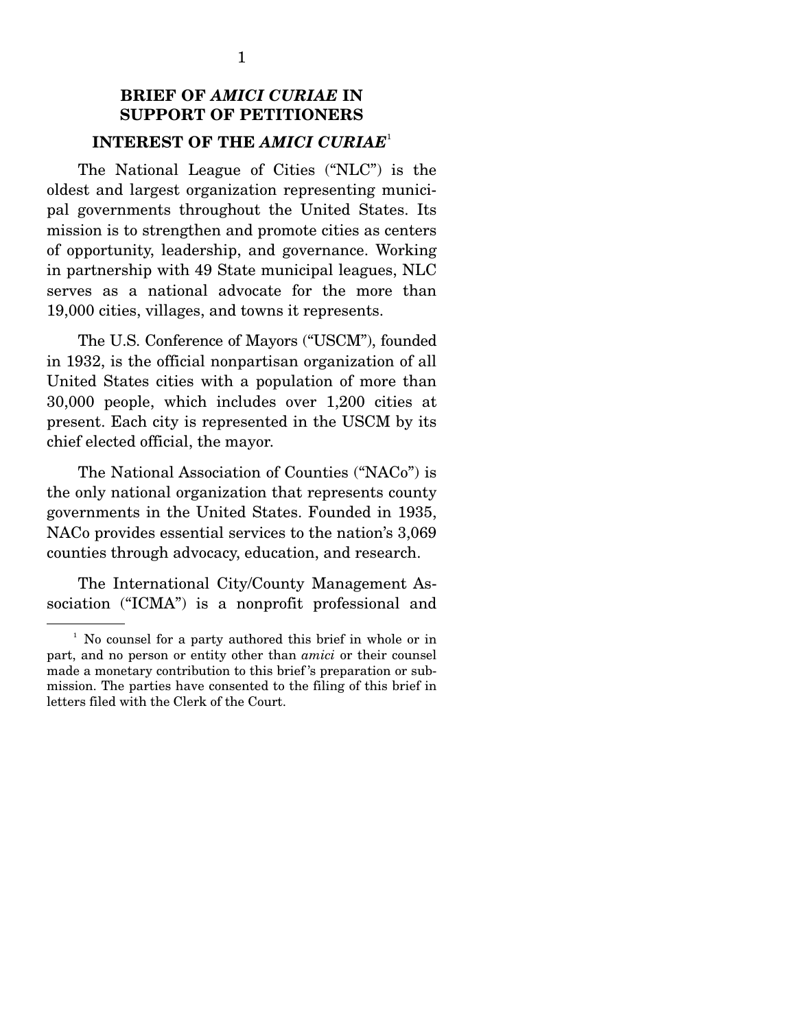## BRIEF OF *AMICI CURIAE* IN SUPPORT OF PETITIONERS

### INTEREST OF THE *AMICI CURIAE*[1]

The National League of Cities ("NLC") is the oldest and largest organization representing municipal governments throughout the United States. Its mission is to strengthen and promote cities as centers of opportunity, leadership, and governance. Working in partnership with 49 State municipal leagues, NLC serves as a national advocate for the more than 19,000 cities, villages, and towns it represents.

The U.S. Conference of Mayors ("USCM"), founded in 1932, is the official nonpartisan organization of all United States cities with a population of more than 30,000 people, which includes over 1,200 cities at present. Each city is represented in the USCM by its chief elected official, the mayor.

The National Association of Counties ("NACo") is the only national organization that represents county governments in the United States. Founded in 1935, NACo provides essential services to the nation's 3,069 counties through advocacy, education, and research.

The International City/County Management Association ("ICMA") is a nonprofit professional and

[1] No counsel for a party authored this brief in whole or in part, and no person or entity other than *amici* or their counsel made a monetary contribution to this brief's preparation or submission. The parties have consented to the filing of this brief in letters filed with the Clerk of the Court.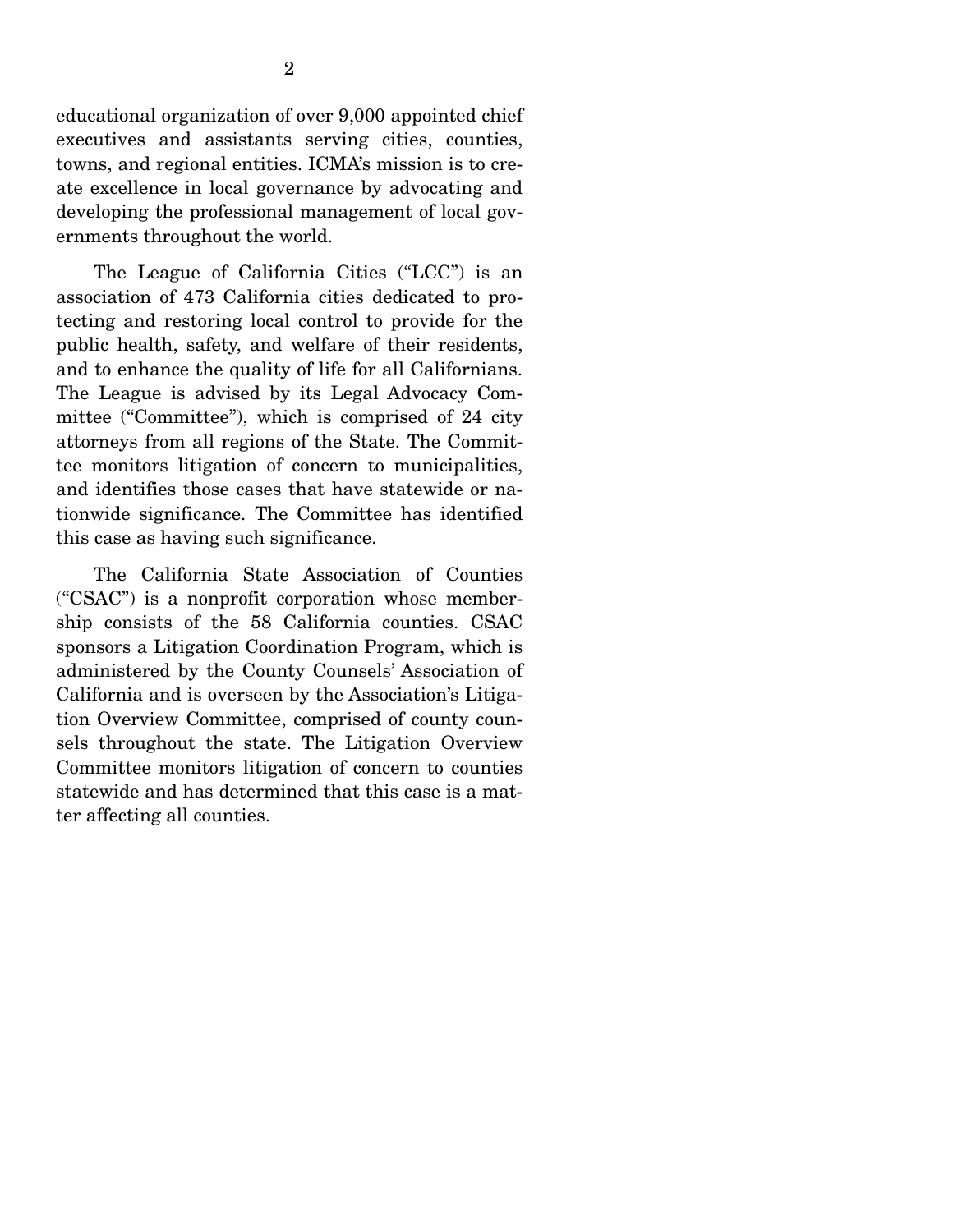educational organization of over 9,000 appointed chief executives and assistants serving cities, counties, towns, and regional entities. ICMA's mission is to create excellence in local governance by advocating and developing the professional management of local governments throughout the world.

The League of California Cities ("LCC") is an association of 473 California cities dedicated to protecting and restoring local control to provide for the public health, safety, and welfare of their residents, and to enhance the quality of life for all Californians. The League is advised by its Legal Advocacy Committee ("Committee"), which is comprised of 24 city attorneys from all regions of the State. The Committee monitors litigation of concern to municipalities, and identifies those cases that have statewide or nationwide significance. The Committee has identified this case as having such significance.

The California State Association of Counties ("CSAC") is a nonprofit corporation whose membership consists of the 58 California counties. CSAC sponsors a Litigation Coordination Program, which is administered by the County Counsels' Association of California and is overseen by the Association's Litigation Overview Committee, comprised of county counsels throughout the state. The Litigation Overview Committee monitors litigation of concern to counties statewide and has determined that this case is a matter affecting all counties.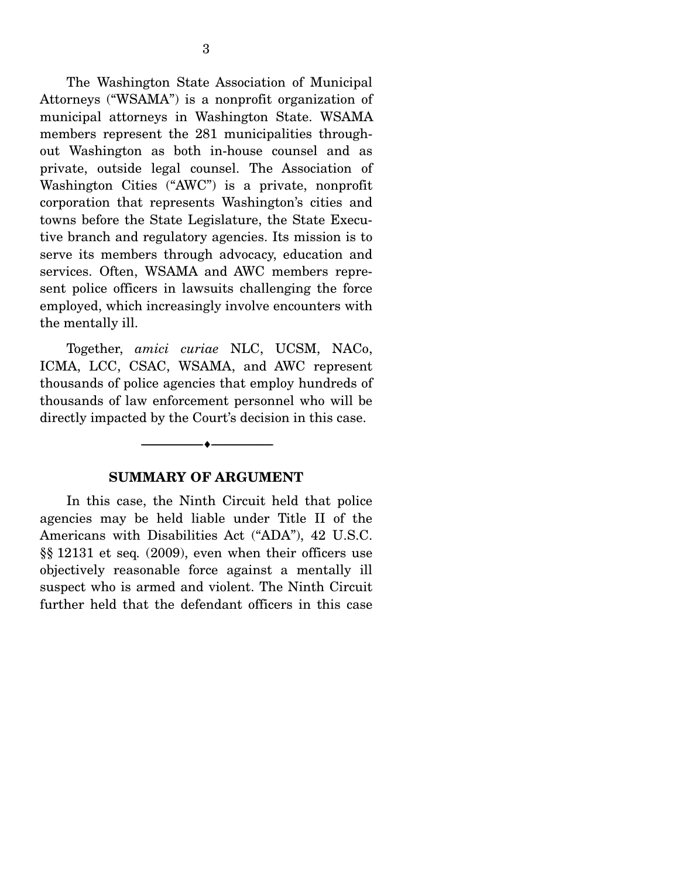The Washington State Association of Municipal Attorneys ("WSAMA") is a nonprofit organization of municipal attorneys in Washington State. WSAMA members represent the 281 municipalities throughout Washington as both in-house counsel and as private, outside legal counsel. The Association of Washington Cities ("AWC") is a private, nonprofit corporation that represents Washington's cities and towns before the State Legislature, the State Executive branch and regulatory agencies. Its mission is to serve its members through advocacy, education and services. Often, WSAMA and AWC members represent police officers in lawsuits challenging the force employed, which increasingly involve encounters with the mentally ill.

Together, *amici curiae* NLC, UCSM, NACo, ICMA, LCC, CSAC, WSAMA, and AWC represent thousands of police agencies that employ hundreds of thousands of law enforcement personnel who will be directly impacted by the Court's decision in this case.

---

## SUMMARY OF ARGUMENT

In this case, the Ninth Circuit held that police agencies may be held liable under Title II of the Americans with Disabilities Act ("ADA"), 42 U.S.C. §§ 12131 et seq. (2009), even when their officers use objectively reasonable force against a mentally ill suspect who is armed and violent. The Ninth Circuit further held that the defendant officers in this case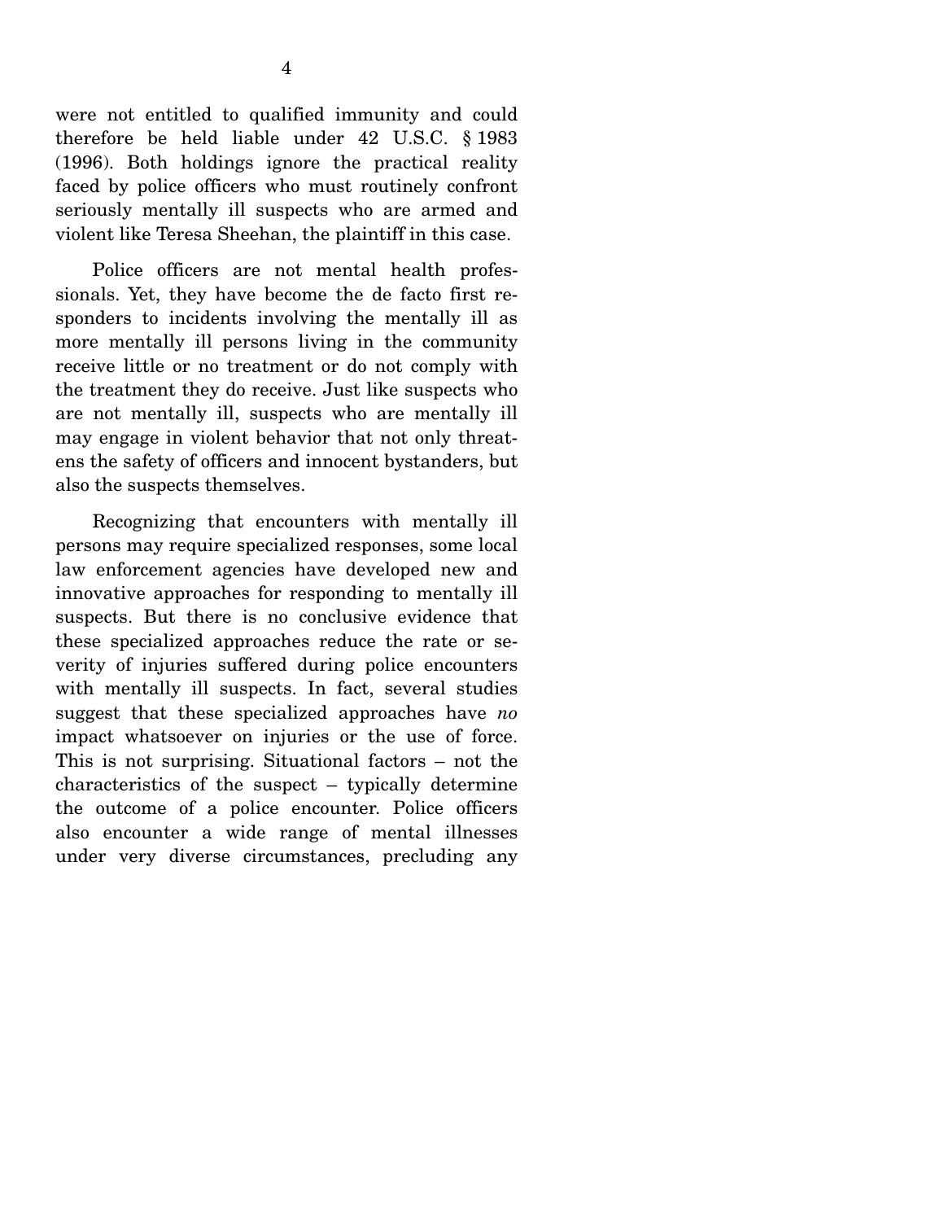were not entitled to qualified immunity and could therefore be held liable under 42 U.S.C. § 1983 (1996). Both holdings ignore the practical reality faced by police officers who must routinely confront seriously mentally ill suspects who are armed and violent like Teresa Sheehan, the plaintiff in this case.

Police officers are not mental health professionals. Yet, they have become the de facto first responders to incidents involving the mentally ill as more mentally ill persons living in the community receive little or no treatment or do not comply with the treatment they do receive. Just like suspects who are not mentally ill, suspects who are mentally ill may engage in violent behavior that not only threatens the safety of officers and innocent bystanders, but also the suspects themselves.

Recognizing that encounters with mentally ill persons may require specialized responses, some local law enforcement agencies have developed new and innovative approaches for responding to mentally ill suspects. But there is no conclusive evidence that these specialized approaches reduce the rate or severity of injuries suffered during police encounters with mentally ill suspects. In fact, several studies suggest that these specialized approaches have *no* impact whatsoever on injuries or the use of force. This is not surprising. Situational factors – not the characteristics of the suspect – typically determine the outcome of a police encounter. Police officers also encounter a wide range of mental illnesses under very diverse circumstances, precluding any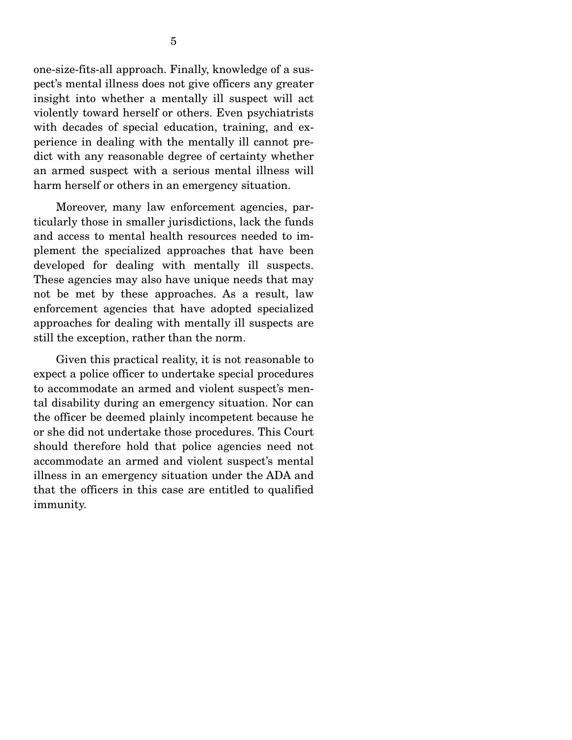one-size-fits-all approach. Finally, knowledge of a suspect's mental illness does not give officers any greater insight into whether a mentally ill suspect will act violently toward herself or others. Even psychiatrists with decades of special education, training, and experience in dealing with the mentally ill cannot predict with any reasonable degree of certainty whether an armed suspect with a serious mental illness will harm herself or others in an emergency situation.

Moreover, many law enforcement agencies, particularly those in smaller jurisdictions, lack the funds and access to mental health resources needed to implement the specialized approaches that have been developed for dealing with mentally ill suspects. These agencies may also have unique needs that may not be met by these approaches. As a result, law enforcement agencies that have adopted specialized approaches for dealing with mentally ill suspects are still the exception, rather than the norm.

Given this practical reality, it is not reasonable to expect a police officer to undertake special procedures to accommodate an armed and violent suspect's mental disability during an emergency situation. Nor can the officer be deemed plainly incompetent because he or she did not undertake those procedures. This Court should therefore hold that police agencies need not accommodate an armed and violent suspect's mental illness in an emergency situation under the ADA and that the officers in this case are entitled to qualified immunity.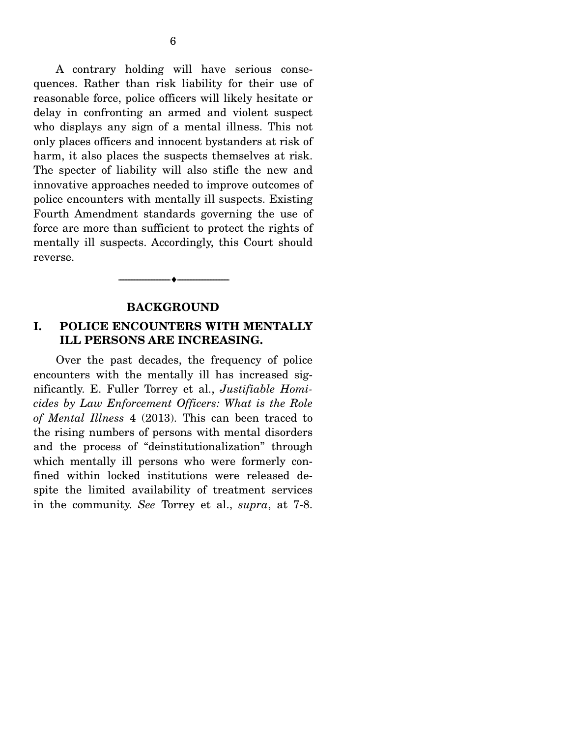A contrary holding will have serious consequences. Rather than risk liability for their use of reasonable force, police officers will likely hesitate or delay in confronting an armed and violent suspect who displays any sign of a mental illness. This not only places officers and innocent bystanders at risk of harm, it also places the suspects themselves at risk. The specter of liability will also stifle the new and innovative approaches needed to improve outcomes of police encounters with mentally ill suspects. Existing Fourth Amendment standards governing the use of force are more than sufficient to protect the rights of mentally ill suspects. Accordingly, this Court should reverse.

---

## BACKGROUND

### I. POLICE ENCOUNTERS WITH MENTALLY ILL PERSONS ARE INCREASING.

Over the past decades, the frequency of police encounters with the mentally ill has increased significantly. E. Fuller Torrey et al., *Justifiable Homicides by Law Enforcement Officers: What is the Role of Mental Illness* 4 (2013). This can been traced to the rising numbers of persons with mental disorders and the process of "deinstitutionalization" through which mentally ill persons who were formerly confined within locked institutions were released despite the limited availability of treatment services in the community. *See* Torrey et al., *supra*, at 7-8.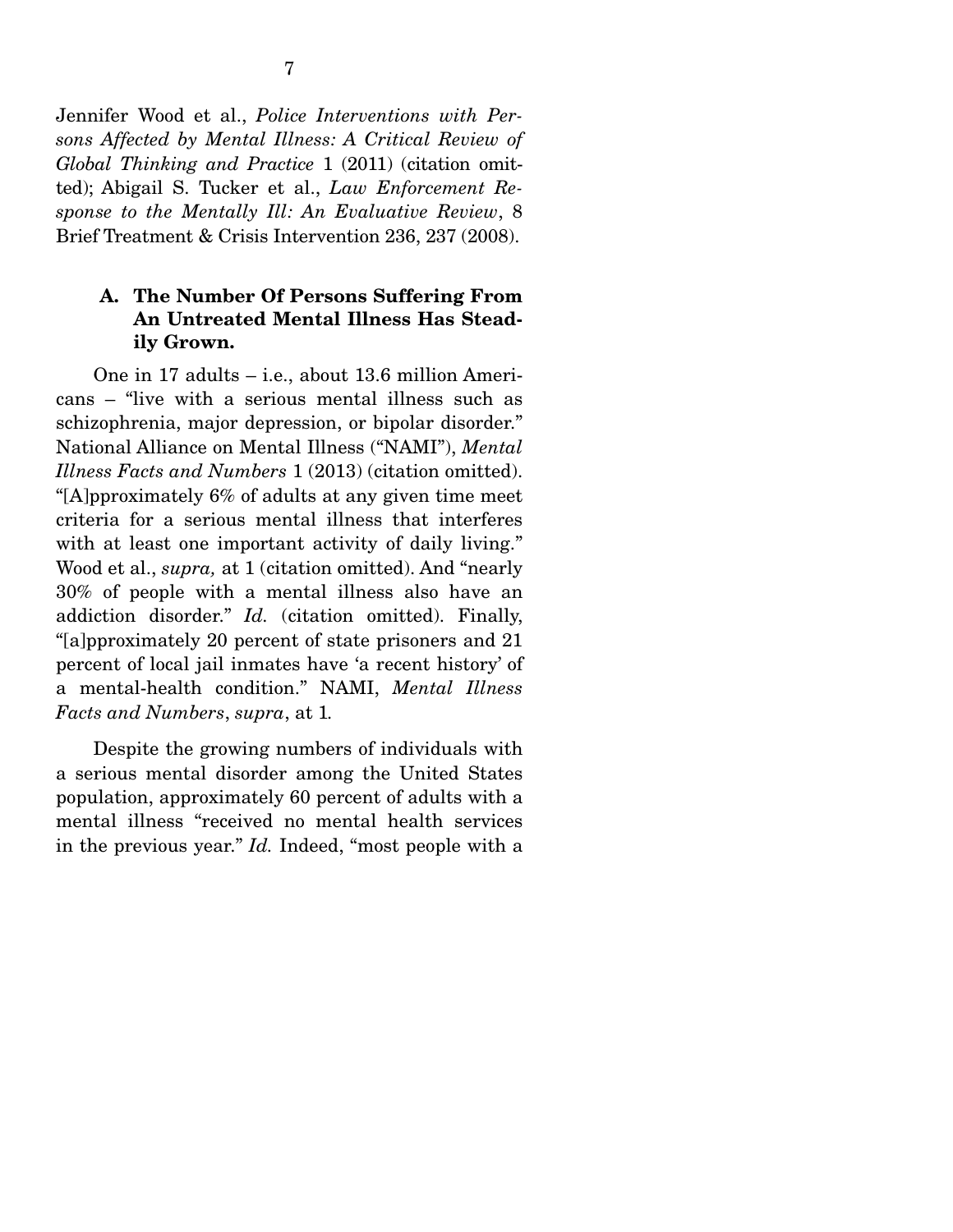Jennifer Wood et al., *Police Interventions with Persons Affected by Mental Illness: A Critical Review of Global Thinking and Practice* 1 (2011) (citation omitted); Abigail S. Tucker et al., *Law Enforcement Response to the Mentally Ill: An Evaluative Review*, 8 Brief Treatment & Crisis Intervention 236, 237 (2008).

### A. The Number Of Persons Suffering From An Untreated Mental Illness Has Steadily Grown.

One in 17 adults – i.e., about 13.6 million Americans – "live with a serious mental illness such as schizophrenia, major depression, or bipolar disorder." National Alliance on Mental Illness ("NAMI"), *Mental Illness Facts and Numbers* 1 (2013) (citation omitted). "[A]pproximately 6% of adults at any given time meet criteria for a serious mental illness that interferes with at least one important activity of daily living." Wood et al., *supra,* at 1 (citation omitted). And "nearly 30% of people with a mental illness also have an addiction disorder." *Id.* (citation omitted). Finally, "[a]pproximately 20 percent of state prisoners and 21 percent of local jail inmates have 'a recent history' of a mental-health condition." NAMI, *Mental Illness Facts and Numbers*, *supra*, at 1*.*

Despite the growing numbers of individuals with a serious mental disorder among the United States population, approximately 60 percent of adults with a mental illness "received no mental health services in the previous year." *Id.* Indeed, "most people with a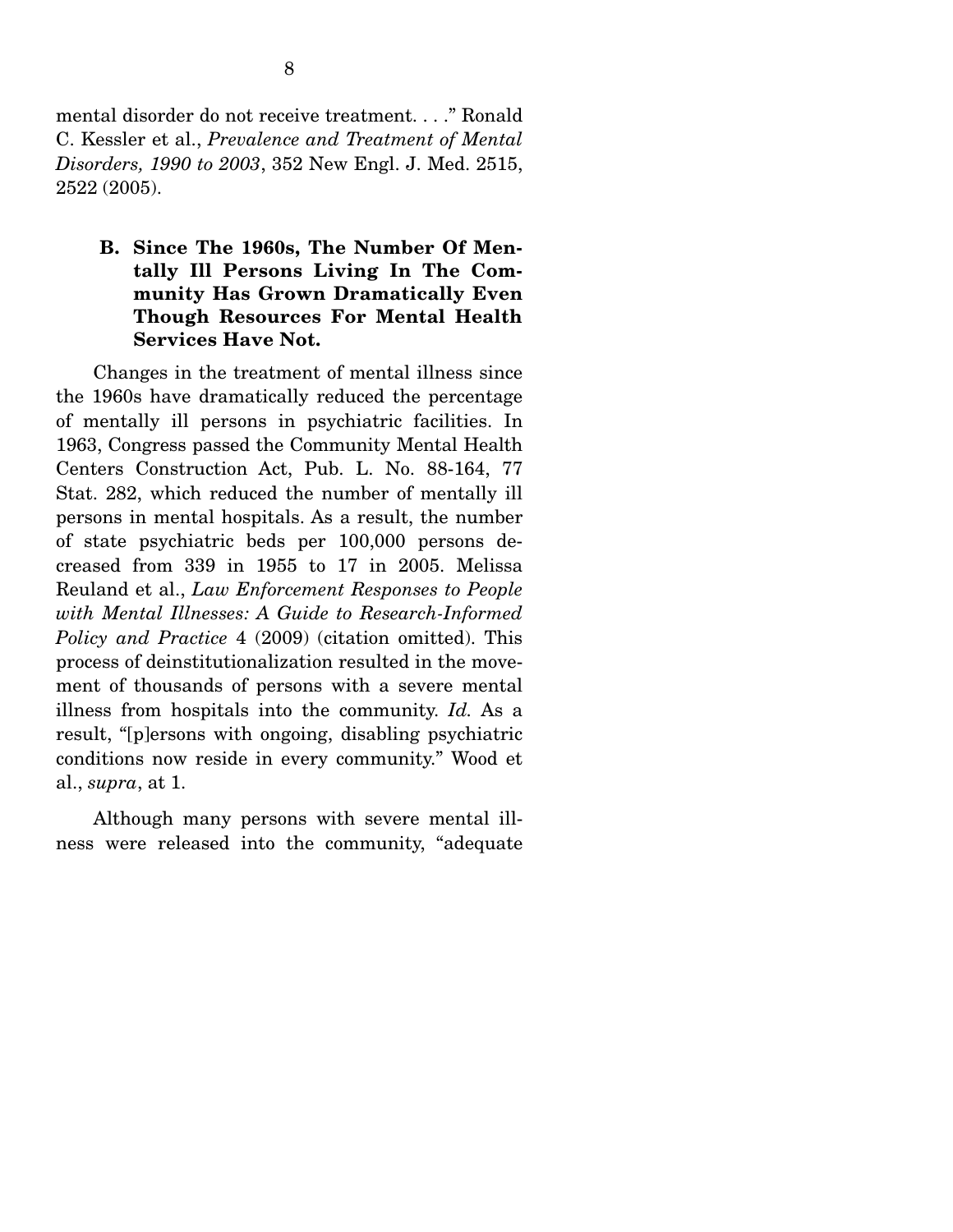mental disorder do not receive treatment. . . ." Ronald C. Kessler et al., *Prevalence and Treatment of Mental Disorders, 1990 to 2003*, 352 New Engl. J. Med. 2515, 2522 (2005).

### B. Since The 1960s, The Number Of Mentally Ill Persons Living In The Community Has Grown Dramatically Even Though Resources For Mental Health Services Have Not.

Changes in the treatment of mental illness since the 1960s have dramatically reduced the percentage of mentally ill persons in psychiatric facilities. In 1963, Congress passed the Community Mental Health Centers Construction Act, Pub. L. No. 88-164, 77 Stat. 282, which reduced the number of mentally ill persons in mental hospitals. As a result, the number of state psychiatric beds per 100,000 persons decreased from 339 in 1955 to 17 in 2005. Melissa Reuland et al., *Law Enforcement Responses to People with Mental Illnesses: A Guide to Research-Informed Policy and Practice* 4 (2009) (citation omitted). This process of deinstitutionalization resulted in the movement of thousands of persons with a severe mental illness from hospitals into the community. *Id.* As a result, "[p]ersons with ongoing, disabling psychiatric conditions now reside in every community." Wood et al., *supra*, at 1.

Although many persons with severe mental illness were released into the community, "adequate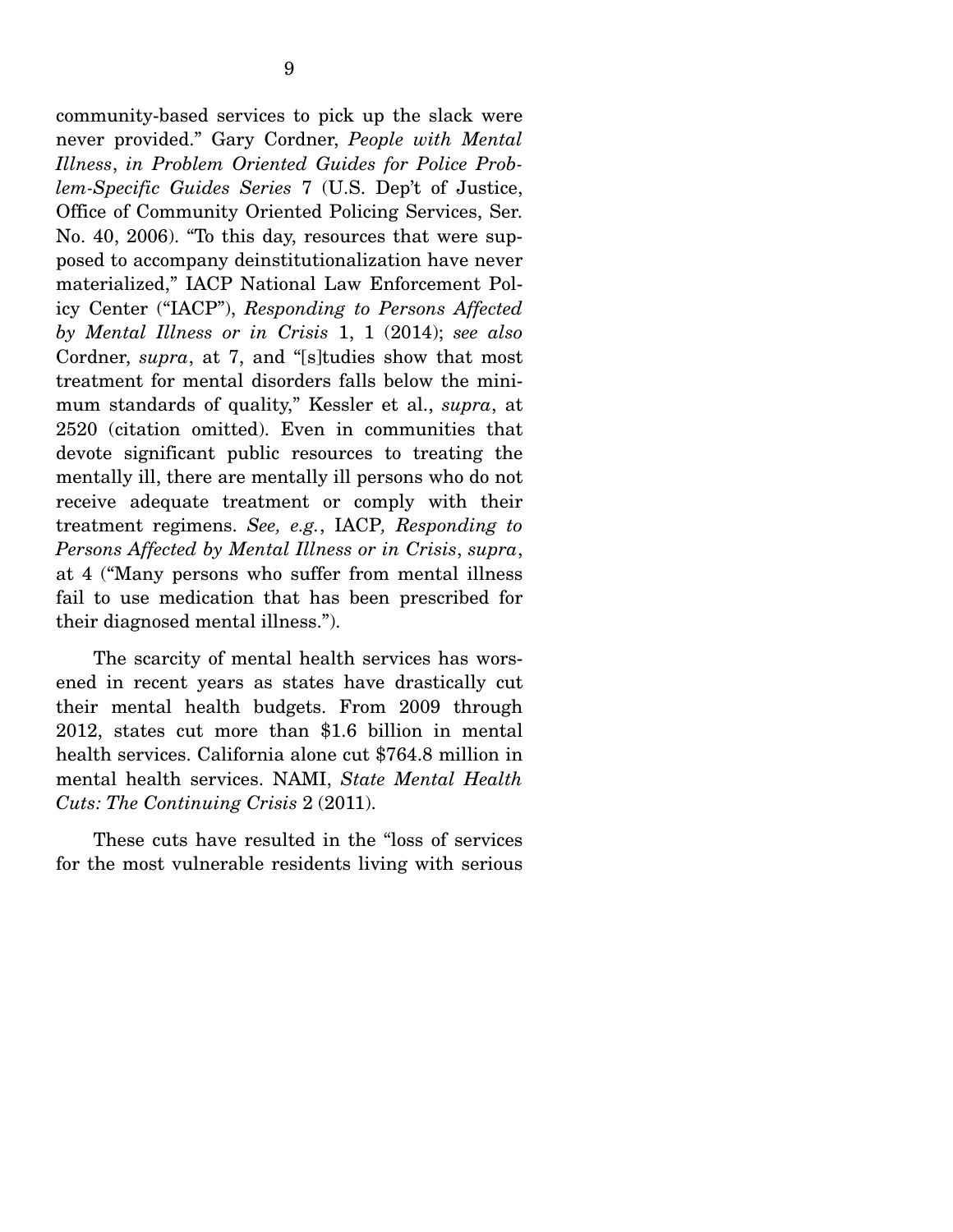community-based services to pick up the slack were never provided." Gary Cordner, *People with Mental Illness*, *in Problem Oriented Guides for Police Problem-Specific Guides Series* 7 (U.S. Dep't of Justice, Office of Community Oriented Policing Services, Ser. No. 40, 2006). "To this day, resources that were supposed to accompany deinstitutionalization have never materialized," IACP National Law Enforcement Policy Center ("IACP"), *Responding to Persons Affected by Mental Illness or in Crisis* 1, 1 (2014); *see also* Cordner, *supra*, at 7, and "[s]tudies show that most treatment for mental disorders falls below the minimum standards of quality," Kessler et al., *supra*, at 2520 (citation omitted). Even in communities that devote significant public resources to treating the mentally ill, there are mentally ill persons who do not receive adequate treatment or comply with their treatment regimens. *See, e.g.*, IACP*, Responding to Persons Affected by Mental Illness or in Crisis*, *supra*, at 4 ("Many persons who suffer from mental illness fail to use medication that has been prescribed for their diagnosed mental illness.").

The scarcity of mental health services has worsened in recent years as states have drastically cut their mental health budgets. From 2009 through 2012, states cut more than $1.6 billion in mental health services. California alone cut $764.8 million in mental health services. NAMI, *State Mental Health Cuts: The Continuing Crisis* 2 (2011).

These cuts have resulted in the "loss of services for the most vulnerable residents living with serious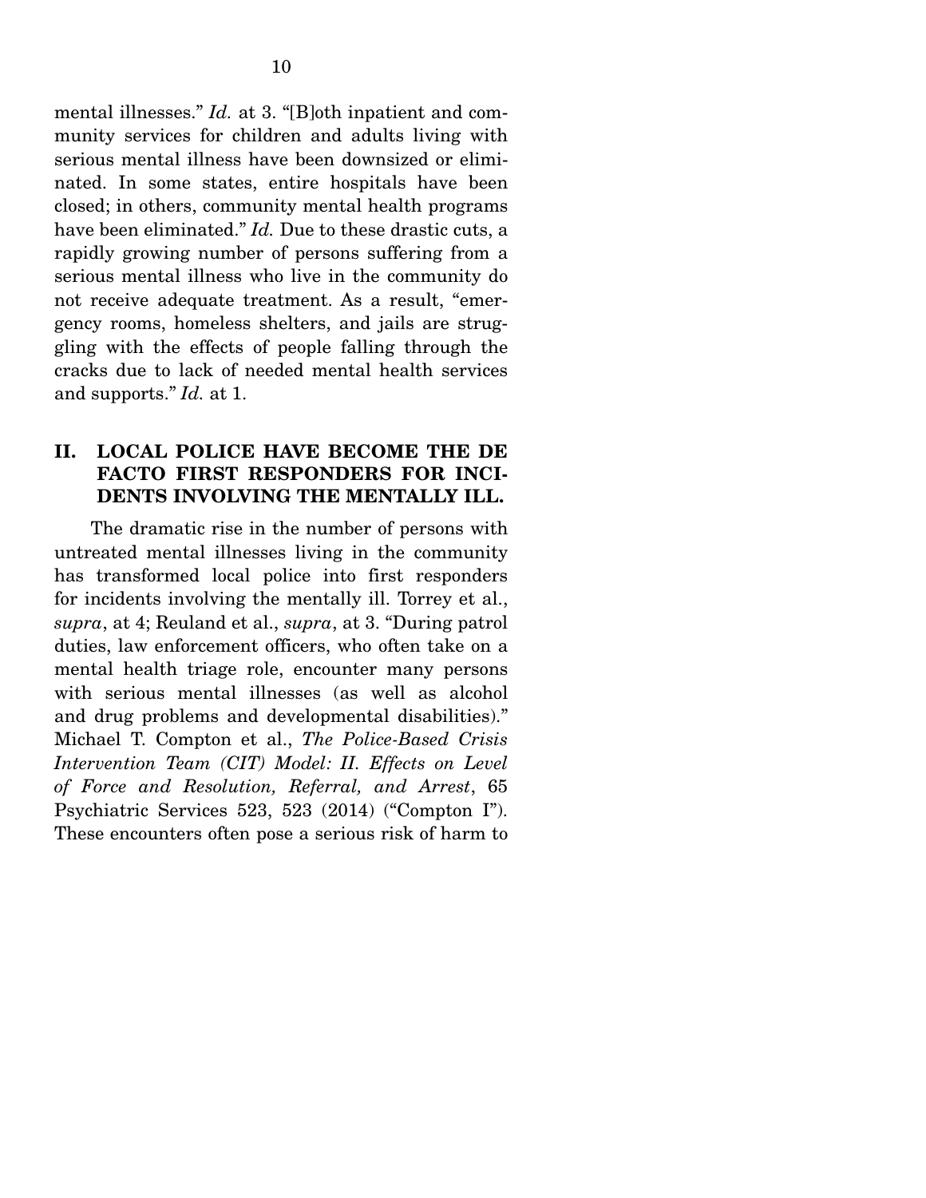mental illnesses." *Id.* at 3. "[B]oth inpatient and community services for children and adults living with serious mental illness have been downsized or eliminated. In some states, entire hospitals have been closed; in others, community mental health programs have been eliminated." *Id.* Due to these drastic cuts, a rapidly growing number of persons suffering from a serious mental illness who live in the community do not receive adequate treatment. As a result, "emergency rooms, homeless shelters, and jails are struggling with the effects of people falling through the cracks due to lack of needed mental health services and supports." *Id.* at 1.

## II. LOCAL POLICE HAVE BECOME THE DE FACTO FIRST RESPONDERS FOR INCIDENTS INVOLVING THE MENTALLY ILL.

The dramatic rise in the number of persons with untreated mental illnesses living in the community has transformed local police into first responders for incidents involving the mentally ill. Torrey et al., *supra*, at 4; Reuland et al., *supra*, at 3. "During patrol duties, law enforcement officers, who often take on a mental health triage role, encounter many persons with serious mental illnesses (as well as alcohol and drug problems and developmental disabilities)." Michael T. Compton et al., *The Police-Based Crisis Intervention Team (CIT) Model: II. Effects on Level of Force and Resolution, Referral, and Arrest*, 65 Psychiatric Services 523, 523 (2014) ("Compton I"). These encounters often pose a serious risk of harm to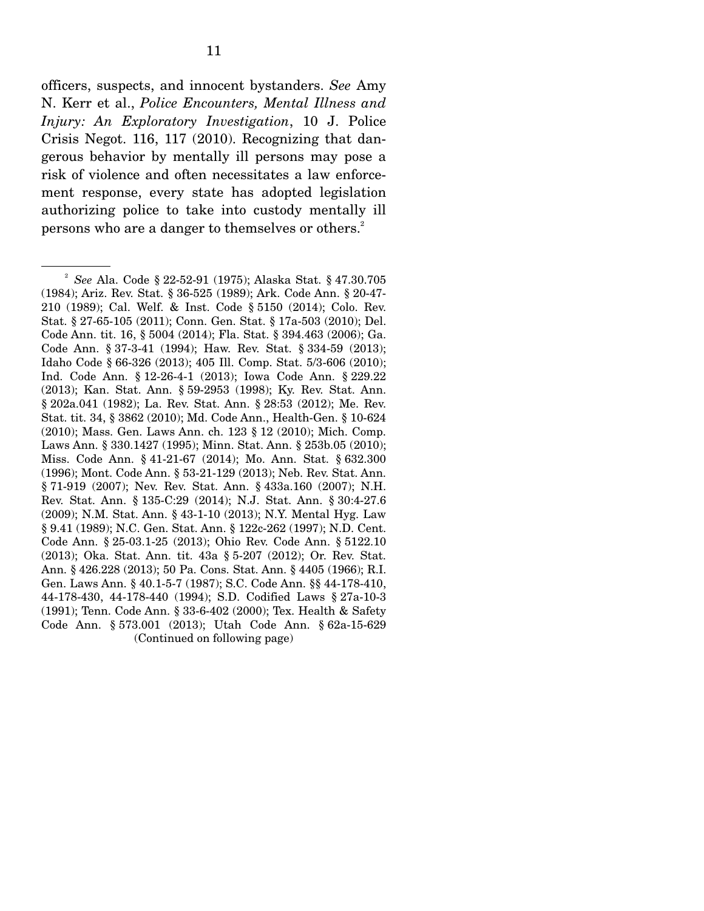officers, suspects, and innocent bystanders. *See* Amy N. Kerr et al., *Police Encounters, Mental Illness and Injury: An Exploratory Investigation*, 10 J. Police Crisis Negot. 116, 117 (2010). Recognizing that dangerous behavior by mentally ill persons may pose a risk of violence and often necessitates a law enforcement response, every state has adopted legislation authorizing police to take into custody mentally ill persons who are a danger to themselves or others.[2]

---

[2] *See* Ala. Code § 22-52-91 (1975); Alaska Stat. § 47.30.705 (1984); Ariz. Rev. Stat. § 36-525 (1989); Ark. Code Ann. § 20-47-210 (1989); Cal. Welf. & Inst. Code § 5150 (2014); Colo. Rev. Stat. § 27-65-105 (2011); Conn. Gen. Stat. § 17a-503 (2010); Del. Code Ann. tit. 16, § 5004 (2014); Fla. Stat. § 394.463 (2006); Ga. Code Ann. § 37-3-41 (1994); Haw. Rev. Stat. § 334-59 (2013); Idaho Code § 66-326 (2013); 405 Ill. Comp. Stat. 5/3-606 (2010); Ind. Code Ann. § 12-26-4-1 (2013); Iowa Code Ann. § 229.22 (2013); Kan. Stat. Ann. § 59-2953 (1998); Ky. Rev. Stat. Ann. § 202a.041 (1982); La. Rev. Stat. Ann. § 28:53 (2012); Me. Rev. Stat. tit. 34, § 3862 (2010); Md. Code Ann., Health-Gen. § 10-624 (2010); Mass. Gen. Laws Ann. ch. 123 § 12 (2010); Mich. Comp. Laws Ann. § 330.1427 (1995); Minn. Stat. Ann. § 253b.05 (2010); Miss. Code Ann. § 41-21-67 (2014); Mo. Ann. Stat. § 632.300 (1996); Mont. Code Ann. § 53-21-129 (2013); Neb. Rev. Stat. Ann. § 71-919 (2007); Nev. Rev. Stat. Ann. § 433a.160 (2007); N.H. Rev. Stat. Ann. § 135-C:29 (2014); N.J. Stat. Ann. § 30:4-27.6 (2009); N.M. Stat. Ann. § 43-1-10 (2013); N.Y. Mental Hyg. Law § 9.41 (1989); N.C. Gen. Stat. Ann. § 122c-262 (1997); N.D. Cent. Code Ann. § 25-03.1-25 (2013); Ohio Rev. Code Ann. § 5122.10 (2013); Oka. Stat. Ann. tit. 43a § 5-207 (2012); Or. Rev. Stat. Ann. § 426.228 (2013); 50 Pa. Cons. Stat. Ann. § 4405 (1966); R.I. Gen. Laws Ann. § 40.1-5-7 (1987); S.C. Code Ann. §§ 44-178-410, 44-178-430, 44-178-440 (1994); S.D. Codified Laws § 27a-10-3 (1991); Tenn. Code Ann. § 33-6-402 (2000); Tex. Health & Safety Code Ann. § 573.001 (2013); Utah Code Ann. § 62a-15-629

(Continued on following page)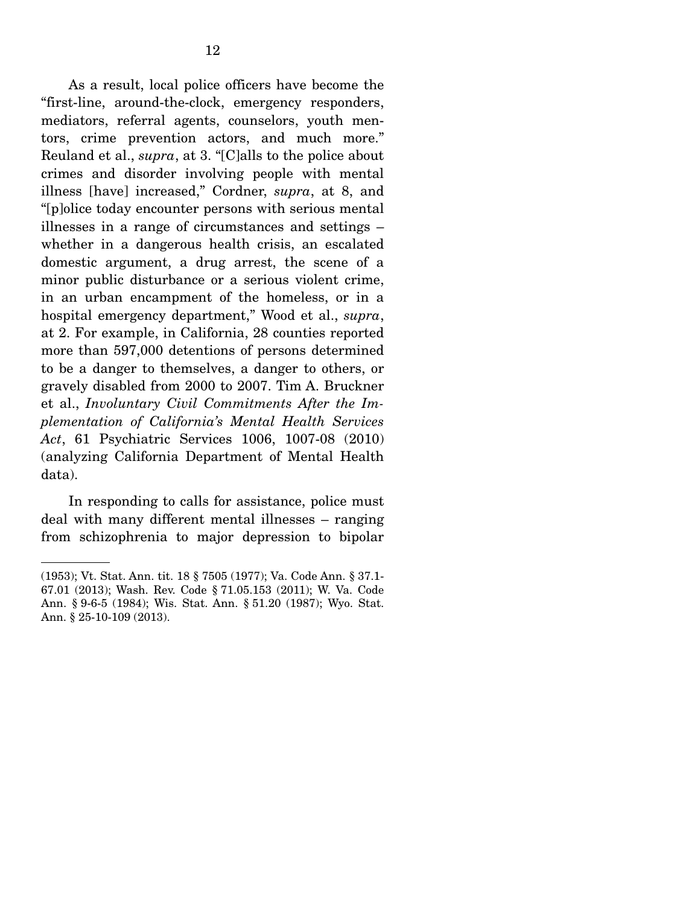As a result, local police officers have become the "first-line, around-the-clock, emergency responders, mediators, referral agents, counselors, youth mentors, crime prevention actors, and much more." Reuland et al., *supra*, at 3. "[C]alls to the police about crimes and disorder involving people with mental illness [have] increased," Cordner, *supra*, at 8, and "[p]olice today encounter persons with serious mental illnesses in a range of circumstances and settings – whether in a dangerous health crisis, an escalated domestic argument, a drug arrest, the scene of a minor public disturbance or a serious violent crime, in an urban encampment of the homeless, or in a hospital emergency department," Wood et al., *supra*, at 2. For example, in California, 28 counties reported more than 597,000 detentions of persons determined to be a danger to themselves, a danger to others, or gravely disabled from 2000 to 2007. Tim A. Bruckner et al., *Involuntary Civil Commitments After the Implementation of California's Mental Health Services Act*, 61 Psychiatric Services 1006, 1007-08 (2010) (analyzing California Department of Mental Health data).

In responding to calls for assistance, police must deal with many different mental illnesses – ranging from schizophrenia to major depression to bipolar

(1953); Vt. Stat. Ann. tit. 18 § 7505 (1977); Va. Code Ann. § 37.1-67.01 (2013); Wash. Rev. Code § 71.05.153 (2011); W. Va. Code Ann. § 9-6-5 (1984); Wis. Stat. Ann. § 51.20 (1987); Wyo. Stat. Ann. § 25-10-109 (2013).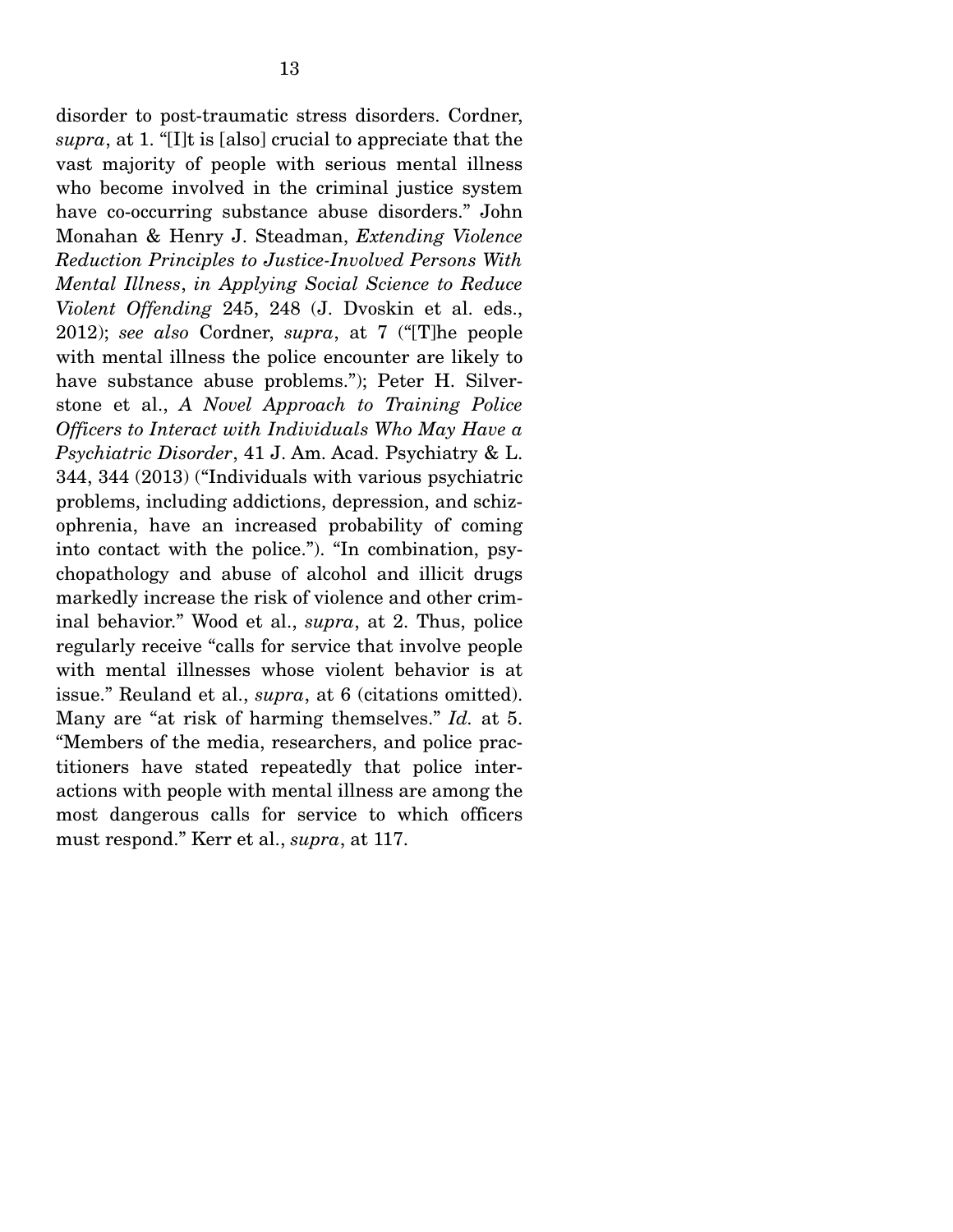disorder to post-traumatic stress disorders. Cordner, *supra*, at 1. "[I]t is [also] crucial to appreciate that the vast majority of people with serious mental illness who become involved in the criminal justice system have co-occurring substance abuse disorders." John Monahan & Henry J. Steadman, *Extending Violence Reduction Principles to Justice-Involved Persons With Mental Illness*, *in Applying Social Science to Reduce Violent Offending* 245, 248 (J. Dvoskin et al. eds., 2012); *see also* Cordner, *supra*, at 7 ("[T]he people with mental illness the police encounter are likely to have substance abuse problems."); Peter H. Silverstone et al., *A Novel Approach to Training Police Officers to Interact with Individuals Who May Have a Psychiatric Disorder*, 41 J. Am. Acad. Psychiatry & L. 344, 344 (2013) ("Individuals with various psychiatric problems, including addictions, depression, and schizophrenia, have an increased probability of coming into contact with the police."). "In combination, psychopathology and abuse of alcohol and illicit drugs markedly increase the risk of violence and other criminal behavior." Wood et al., *supra*, at 2. Thus, police regularly receive "calls for service that involve people with mental illnesses whose violent behavior is at issue." Reuland et al., *supra*, at 6 (citations omitted). Many are "at risk of harming themselves." *Id.* at 5. "Members of the media, researchers, and police practitioners have stated repeatedly that police interactions with people with mental illness are among the most dangerous calls for service to which officers must respond." Kerr et al., *supra*, at 117.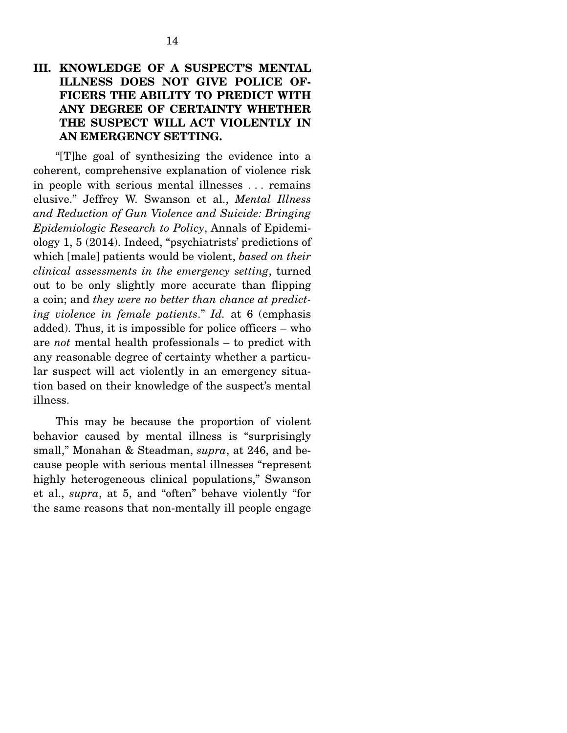## III. KNOWLEDGE OF A SUSPECT'S MENTAL ILLNESS DOES NOT GIVE POLICE OFFICERS THE ABILITY TO PREDICT WITH ANY DEGREE OF CERTAINTY WHETHER THE SUSPECT WILL ACT VIOLENTLY IN AN EMERGENCY SETTING.

"[T]he goal of synthesizing the evidence into a coherent, comprehensive explanation of violence risk in people with serious mental illnesses . . . remains elusive." Jeffrey W. Swanson et al., *Mental Illness and Reduction of Gun Violence and Suicide: Bringing Epidemiologic Research to Policy*, Annals of Epidemiology 1, 5 (2014). Indeed, "psychiatrists' predictions of which [male] patients would be violent, *based on their clinical assessments in the emergency setting*, turned out to be only slightly more accurate than flipping a coin; and *they were no better than chance at predicting violence in female patients*." *Id.* at 6 (emphasis added). Thus, it is impossible for police officers – who are *not* mental health professionals – to predict with any reasonable degree of certainty whether a particular suspect will act violently in an emergency situation based on their knowledge of the suspect's mental illness.

This may be because the proportion of violent behavior caused by mental illness is "surprisingly small," Monahan & Steadman, *supra*, at 246, and because people with serious mental illnesses "represent highly heterogeneous clinical populations," Swanson et al., *supra*, at 5, and "often" behave violently "for the same reasons that non-mentally ill people engage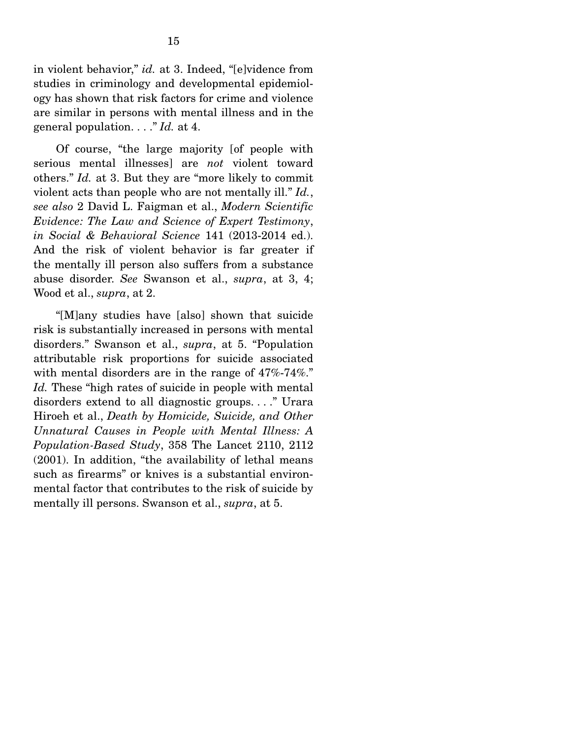in violent behavior," *id.* at 3. Indeed, "[e]vidence from studies in criminology and developmental epidemiology has shown that risk factors for crime and violence are similar in persons with mental illness and in the general population. . . ." *Id.* at 4.

Of course, "the large majority [of people with serious mental illnesses] are *not* violent toward others." *Id.* at 3. But they are "more likely to commit violent acts than people who are not mentally ill." *Id.*, *see also* 2 David L. Faigman et al., *Modern Scientific Evidence: The Law and Science of Expert Testimony*, *in Social & Behavioral Science* 141 (2013-2014 ed.). And the risk of violent behavior is far greater if the mentally ill person also suffers from a substance abuse disorder. *See* Swanson et al., *supra*, at 3, 4; Wood et al., *supra*, at 2.

"[M]any studies have [also] shown that suicide risk is substantially increased in persons with mental disorders." Swanson et al., *supra*, at 5. "Population attributable risk proportions for suicide associated with mental disorders are in the range of 47%-74%." *Id.* These "high rates of suicide in people with mental disorders extend to all diagnostic groups. . . ." Urara Hiroeh et al., *Death by Homicide, Suicide, and Other Unnatural Causes in People with Mental Illness: A Population-Based Study*, 358 The Lancet 2110, 2112 (2001). In addition, "the availability of lethal means such as firearms" or knives is a substantial environmental factor that contributes to the risk of suicide by mentally ill persons. Swanson et al., *supra*, at 5.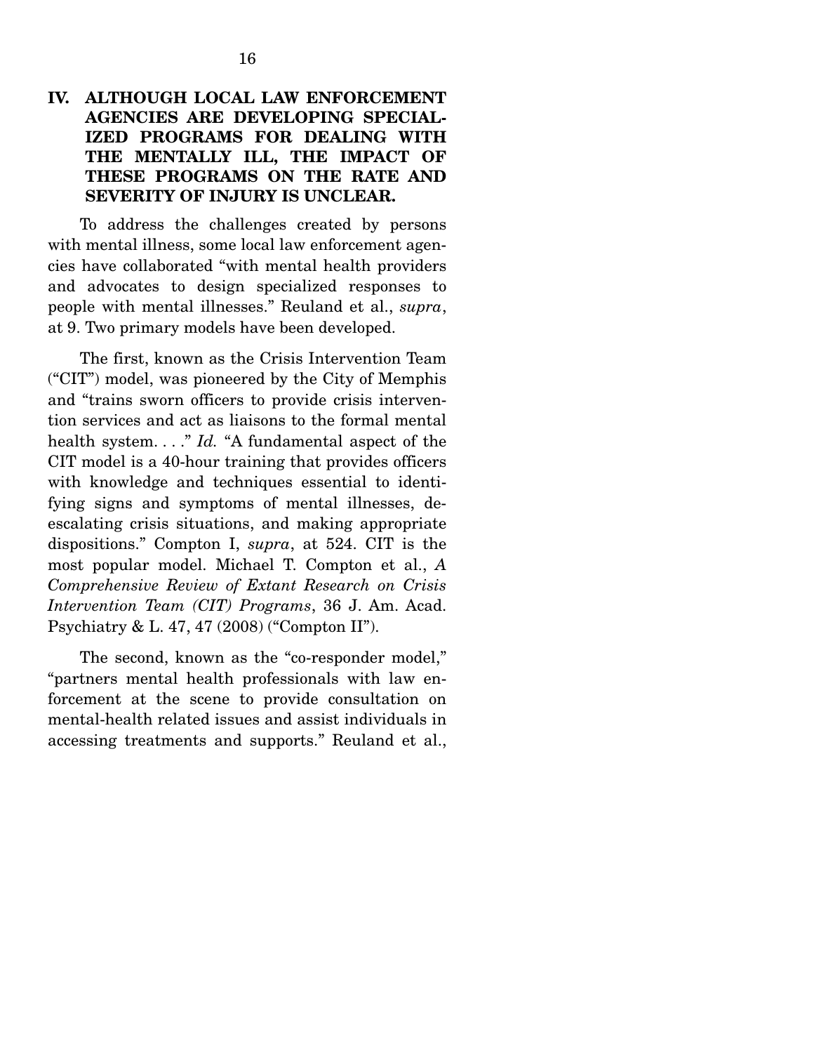## IV. ALTHOUGH LOCAL LAW ENFORCEMENT AGENCIES ARE DEVELOPING SPECIALIZED PROGRAMS FOR DEALING WITH THE MENTALLY ILL, THE IMPACT OF THESE PROGRAMS ON THE RATE AND SEVERITY OF INJURY IS UNCLEAR.

To address the challenges created by persons with mental illness, some local law enforcement agencies have collaborated "with mental health providers and advocates to design specialized responses to people with mental illnesses." Reuland et al., *supra*, at 9. Two primary models have been developed.

The first, known as the Crisis Intervention Team ("CIT") model, was pioneered by the City of Memphis and "trains sworn officers to provide crisis intervention services and act as liaisons to the formal mental health system. . . ." *Id.* "A fundamental aspect of the CIT model is a 40-hour training that provides officers with knowledge and techniques essential to identifying signs and symptoms of mental illnesses, deescalating crisis situations, and making appropriate dispositions." Compton I, *supra*, at 524. CIT is the most popular model. Michael T. Compton et al., *A Comprehensive Review of Extant Research on Crisis Intervention Team (CIT) Programs*, 36 J. Am. Acad. Psychiatry & L. 47, 47 (2008) ("Compton II").

The second, known as the "co-responder model," "partners mental health professionals with law enforcement at the scene to provide consultation on mental-health related issues and assist individuals in accessing treatments and supports." Reuland et al.,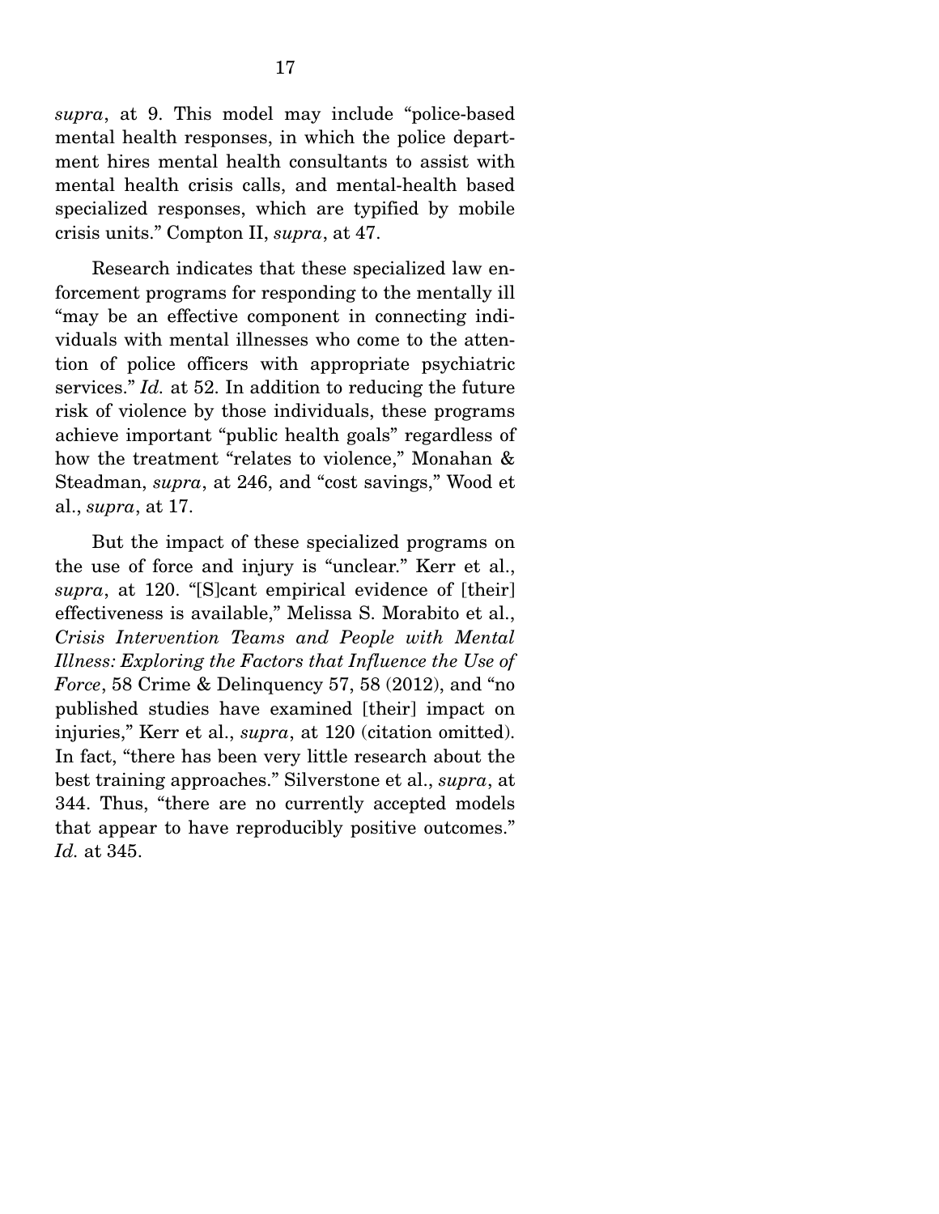*supra*, at 9. This model may include "police-based mental health responses, in which the police department hires mental health consultants to assist with mental health crisis calls, and mental-health based specialized responses, which are typified by mobile crisis units." Compton II, *supra*, at 47.

Research indicates that these specialized law enforcement programs for responding to the mentally ill "may be an effective component in connecting individuals with mental illnesses who come to the attention of police officers with appropriate psychiatric services." *Id.* at 52. In addition to reducing the future risk of violence by those individuals, these programs achieve important "public health goals" regardless of how the treatment "relates to violence," Monahan & Steadman, *supra*, at 246, and "cost savings," Wood et al., *supra*, at 17.

But the impact of these specialized programs on the use of force and injury is "unclear." Kerr et al., *supra*, at 120. "[S]cant empirical evidence of [their] effectiveness is available," Melissa S. Morabito et al., *Crisis Intervention Teams and People with Mental Illness: Exploring the Factors that Influence the Use of Force*, 58 Crime & Delinquency 57, 58 (2012), and "no published studies have examined [their] impact on injuries," Kerr et al., *supra*, at 120 (citation omitted). In fact, "there has been very little research about the best training approaches." Silverstone et al., *supra*, at 344. Thus, "there are no currently accepted models that appear to have reproducibly positive outcomes." *Id.* at 345.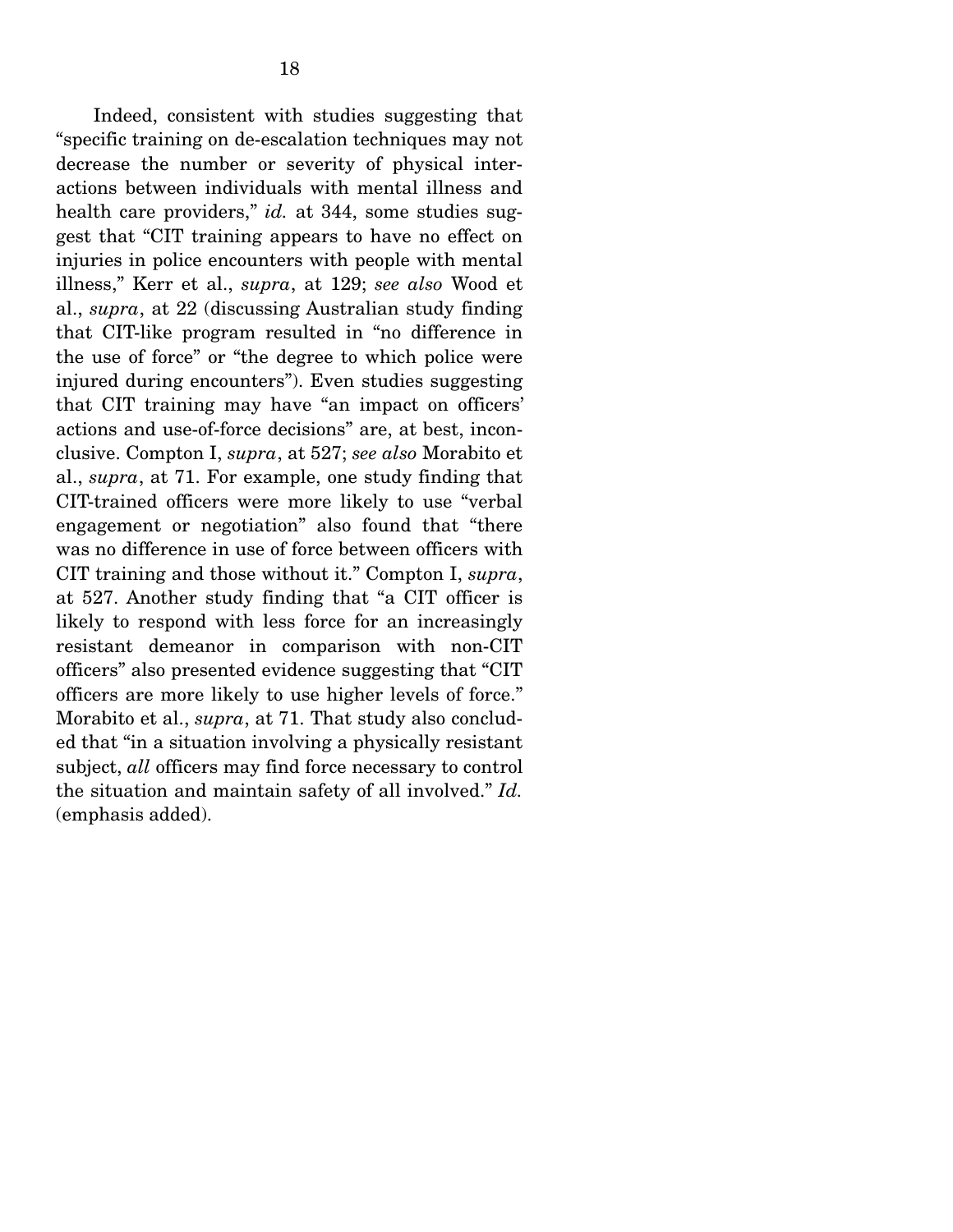Indeed, consistent with studies suggesting that "specific training on de-escalation techniques may not decrease the number or severity of physical interactions between individuals with mental illness and health care providers," *id.* at 344, some studies suggest that "CIT training appears to have no effect on injuries in police encounters with people with mental illness," Kerr et al., *supra*, at 129; *see also* Wood et al., *supra*, at 22 (discussing Australian study finding that CIT-like program resulted in "no difference in the use of force" or "the degree to which police were injured during encounters"). Even studies suggesting that CIT training may have "an impact on officers' actions and use-of-force decisions" are, at best, inconclusive. Compton I, *supra*, at 527; *see also* Morabito et al., *supra*, at 71. For example, one study finding that CIT-trained officers were more likely to use "verbal engagement or negotiation" also found that "there was no difference in use of force between officers with CIT training and those without it." Compton I, *supra*, at 527. Another study finding that "a CIT officer is likely to respond with less force for an increasingly resistant demeanor in comparison with non-CIT officers" also presented evidence suggesting that "CIT officers are more likely to use higher levels of force." Morabito et al., *supra*, at 71. That study also concluded that "in a situation involving a physically resistant subject, *all* officers may find force necessary to control the situation and maintain safety of all involved." *Id.* (emphasis added).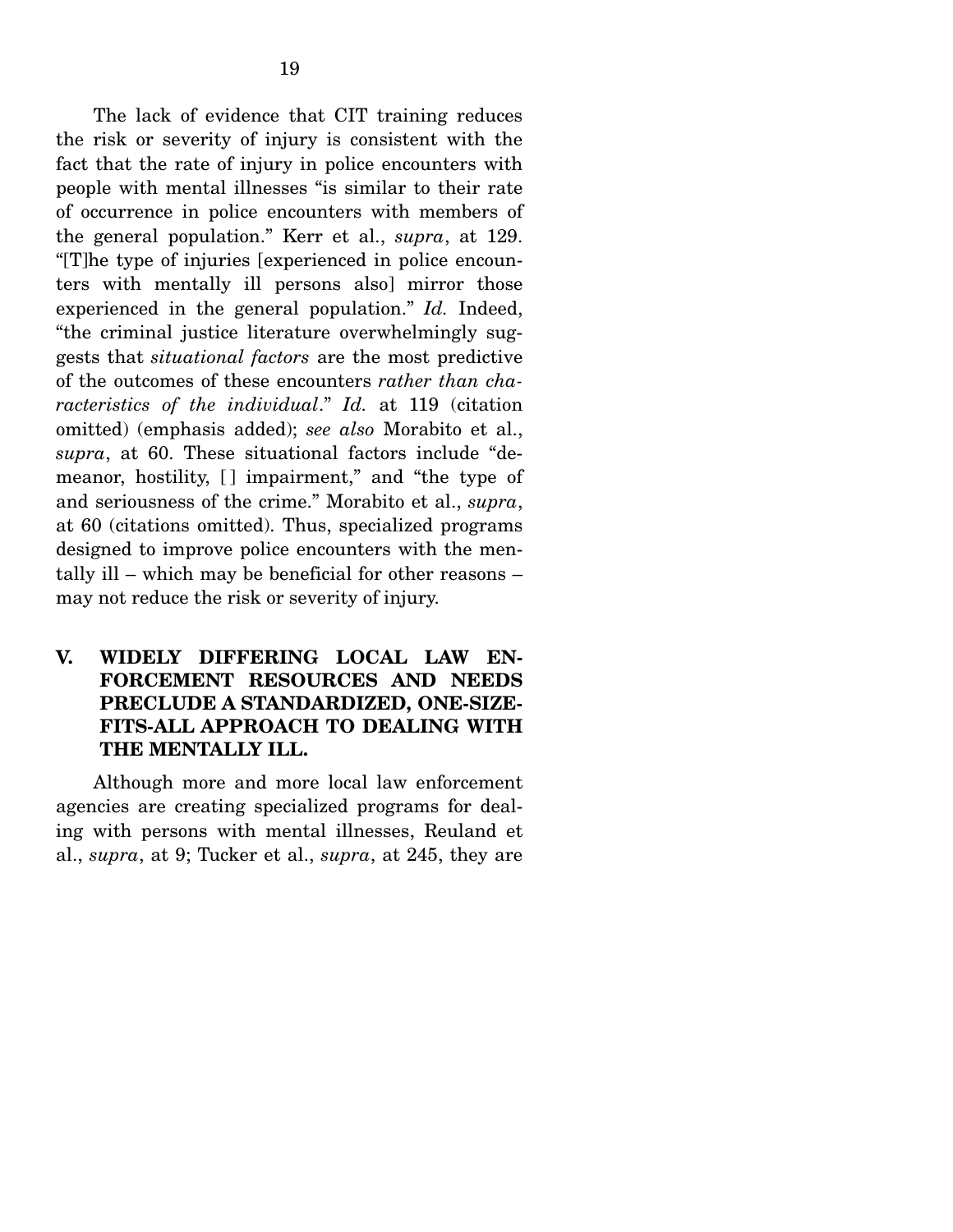The lack of evidence that CIT training reduces the risk or severity of injury is consistent with the fact that the rate of injury in police encounters with people with mental illnesses "is similar to their rate of occurrence in police encounters with members of the general population." Kerr et al., *supra*, at 129. "[T]he type of injuries [experienced in police encounters with mentally ill persons also] mirror those experienced in the general population." *Id.* Indeed, "the criminal justice literature overwhelmingly suggests that *situational factors* are the most predictive of the outcomes of these encounters *rather than characteristics of the individual*." *Id.* at 119 (citation omitted) (emphasis added); *see also* Morabito et al., *supra*, at 60. These situational factors include "demeanor, hostility, [ ] impairment," and "the type of and seriousness of the crime." Morabito et al., *supra*, at 60 (citations omitted). Thus, specialized programs designed to improve police encounters with the mentally ill – which may be beneficial for other reasons – may not reduce the risk or severity of injury.

## V. WIDELY DIFFERING LOCAL LAW ENFORCEMENT RESOURCES AND NEEDS PRECLUDE A STANDARDIZED, ONE-SIZE-FITS-ALL APPROACH TO DEALING WITH THE MENTALLY ILL.

Although more and more local law enforcement agencies are creating specialized programs for dealing with persons with mental illnesses, Reuland et al., *supra*, at 9; Tucker et al., *supra*, at 245, they are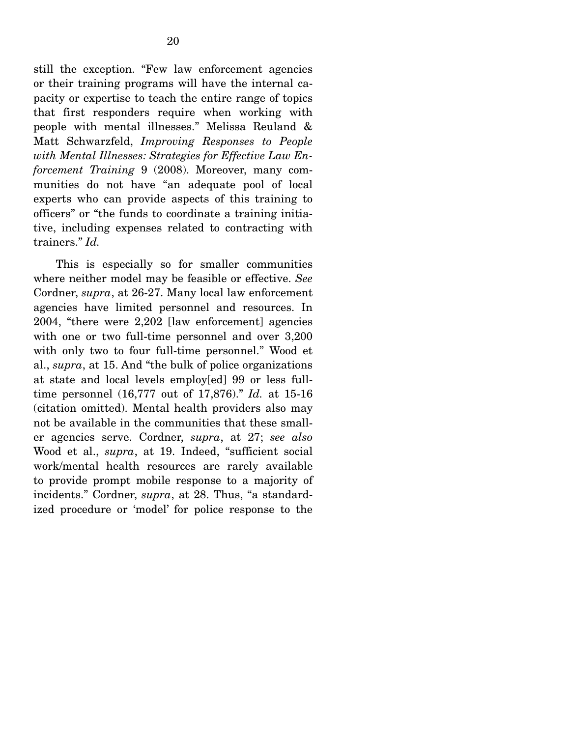still the exception. "Few law enforcement agencies or their training programs will have the internal capacity or expertise to teach the entire range of topics that first responders require when working with people with mental illnesses." Melissa Reuland & Matt Schwarzfeld, *Improving Responses to People with Mental Illnesses: Strategies for Effective Law Enforcement Training* 9 (2008). Moreover, many communities do not have "an adequate pool of local experts who can provide aspects of this training to officers" or "the funds to coordinate a training initiative, including expenses related to contracting with trainers." *Id.*

This is especially so for smaller communities where neither model may be feasible or effective. *See* Cordner, *supra*, at 26-27. Many local law enforcement agencies have limited personnel and resources. In 2004, "there were 2,202 [law enforcement] agencies with one or two full-time personnel and over 3,200 with only two to four full-time personnel." Wood et al., *supra*, at 15. And "the bulk of police organizations at state and local levels employ[ed] 99 or less full-time personnel (16,777 out of 17,876)." *Id.* at 15-16 (citation omitted). Mental health providers also may not be available in the communities that these smaller agencies serve. Cordner, *supra*, at 27; *see also* Wood et al., *supra*, at 19. Indeed, "sufficient social work/mental health resources are rarely available to provide prompt mobile response to a majority of incidents." Cordner, *supra*, at 28. Thus, "a standardized procedure or 'model' for police response to the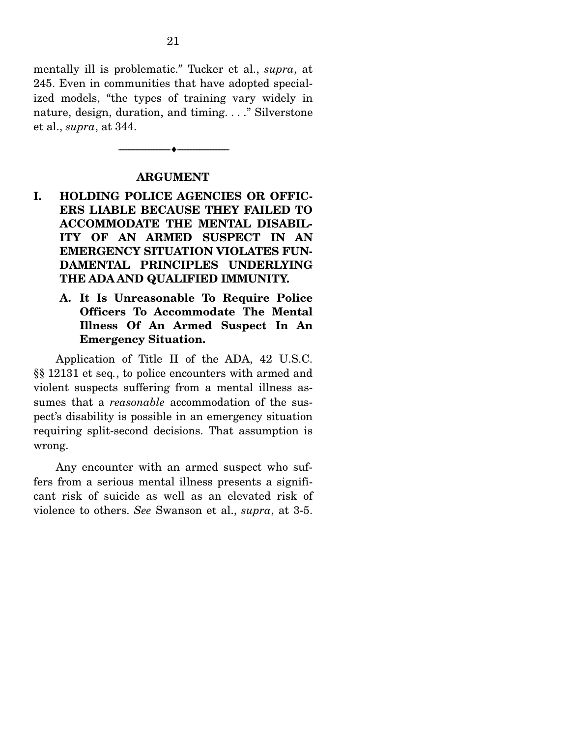mentally ill is problematic." Tucker et al., *supra*, at 245. Even in communities that have adopted specialized models, "the types of training vary widely in nature, design, duration, and timing. . . ." Silverstone et al., *supra*, at 344.

---

## ARGUMENT

### I. HOLDING POLICE AGENCIES OR OFFICERS LIABLE BECAUSE THEY FAILED TO ACCOMMODATE THE MENTAL DISABILITY OF AN ARMED SUSPECT IN AN EMERGENCY SITUATION VIOLATES FUNDAMENTAL PRINCIPLES UNDERLYING THE ADA AND QUALIFIED IMMUNITY.

#### A. It Is Unreasonable To Require Police Officers To Accommodate The Mental Illness Of An Armed Suspect In An Emergency Situation.

Application of Title II of the ADA, 42 U.S.C. §§ 12131 et seq., to police encounters with armed and violent suspects suffering from a mental illness assumes that a *reasonable* accommodation of the suspect's disability is possible in an emergency situation requiring split-second decisions. That assumption is wrong.

Any encounter with an armed suspect who suffers from a serious mental illness presents a significant risk of suicide as well as an elevated risk of violence to others. *See* Swanson et al., *supra*, at 3-5.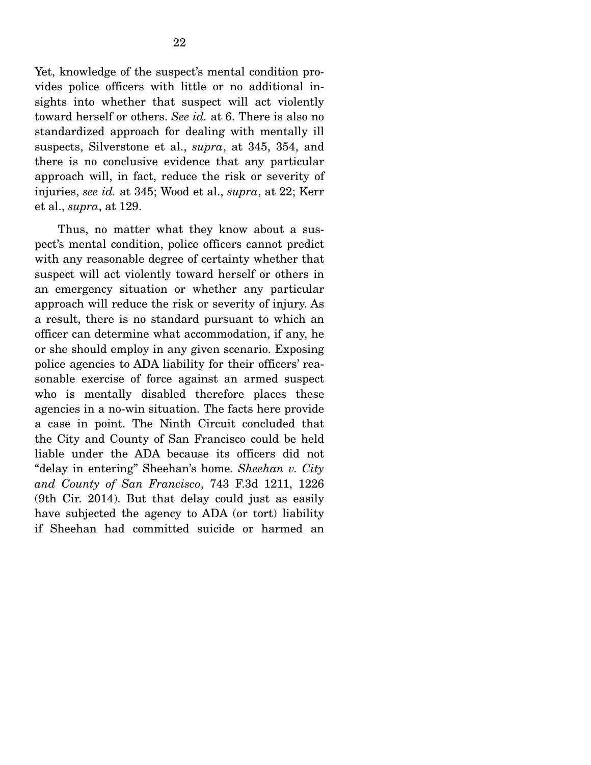Yet, knowledge of the suspect's mental condition provides police officers with little or no additional insights into whether that suspect will act violently toward herself or others. *See id.* at 6. There is also no standardized approach for dealing with mentally ill suspects, Silverstone et al., *supra*, at 345, 354, and there is no conclusive evidence that any particular approach will, in fact, reduce the risk or severity of injuries, *see id.* at 345; Wood et al., *supra*, at 22; Kerr et al., *supra*, at 129.

Thus, no matter what they know about a suspect's mental condition, police officers cannot predict with any reasonable degree of certainty whether that suspect will act violently toward herself or others in an emergency situation or whether any particular approach will reduce the risk or severity of injury. As a result, there is no standard pursuant to which an officer can determine what accommodation, if any, he or she should employ in any given scenario. Exposing police agencies to ADA liability for their officers' reasonable exercise of force against an armed suspect who is mentally disabled therefore places these agencies in a no-win situation. The facts here provide a case in point. The Ninth Circuit concluded that the City and County of San Francisco could be held liable under the ADA because its officers did not "delay in entering" Sheehan's home. *Sheehan v. City and County of San Francisco*, 743 F.3d 1211, 1226 (9th Cir. 2014). But that delay could just as easily have subjected the agency to ADA (or tort) liability if Sheehan had committed suicide or harmed an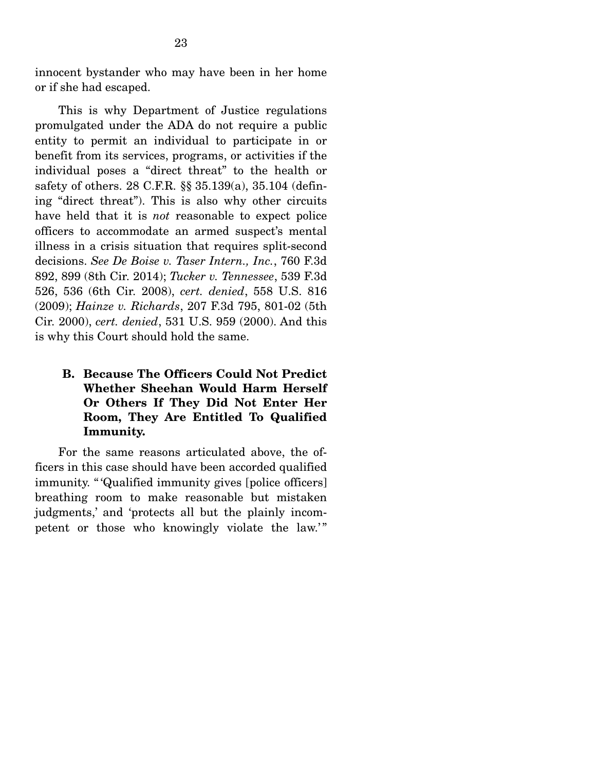innocent bystander who may have been in her home or if she had escaped.

This is why Department of Justice regulations promulgated under the ADA do not require a public entity to permit an individual to participate in or benefit from its services, programs, or activities if the individual poses a "direct threat" to the health or safety of others. 28 C.F.R. §§ 35.139(a), 35.104 (defining "direct threat"). This is also why other circuits have held that it is *not* reasonable to expect police officers to accommodate an armed suspect's mental illness in a crisis situation that requires split-second decisions. *See De Boise v. Taser Intern., Inc.*, 760 F.3d 892, 899 (8th Cir. 2014); *Tucker v. Tennessee*, 539 F.3d 526, 536 (6th Cir. 2008), *cert. denied*, 558 U.S. 816 (2009); *Hainze v. Richards*, 207 F.3d 795, 801-02 (5th Cir. 2000), *cert. denied*, 531 U.S. 959 (2000). And this is why this Court should hold the same.

### B. Because The Officers Could Not Predict Whether Sheehan Would Harm Herself Or Others If They Did Not Enter Her Room, They Are Entitled To Qualified Immunity.

For the same reasons articulated above, the officers in this case should have been accorded qualified immunity. " 'Qualified immunity gives [police officers] breathing room to make reasonable but mistaken judgments,' and 'protects all but the plainly incompetent or those who knowingly violate the law.' "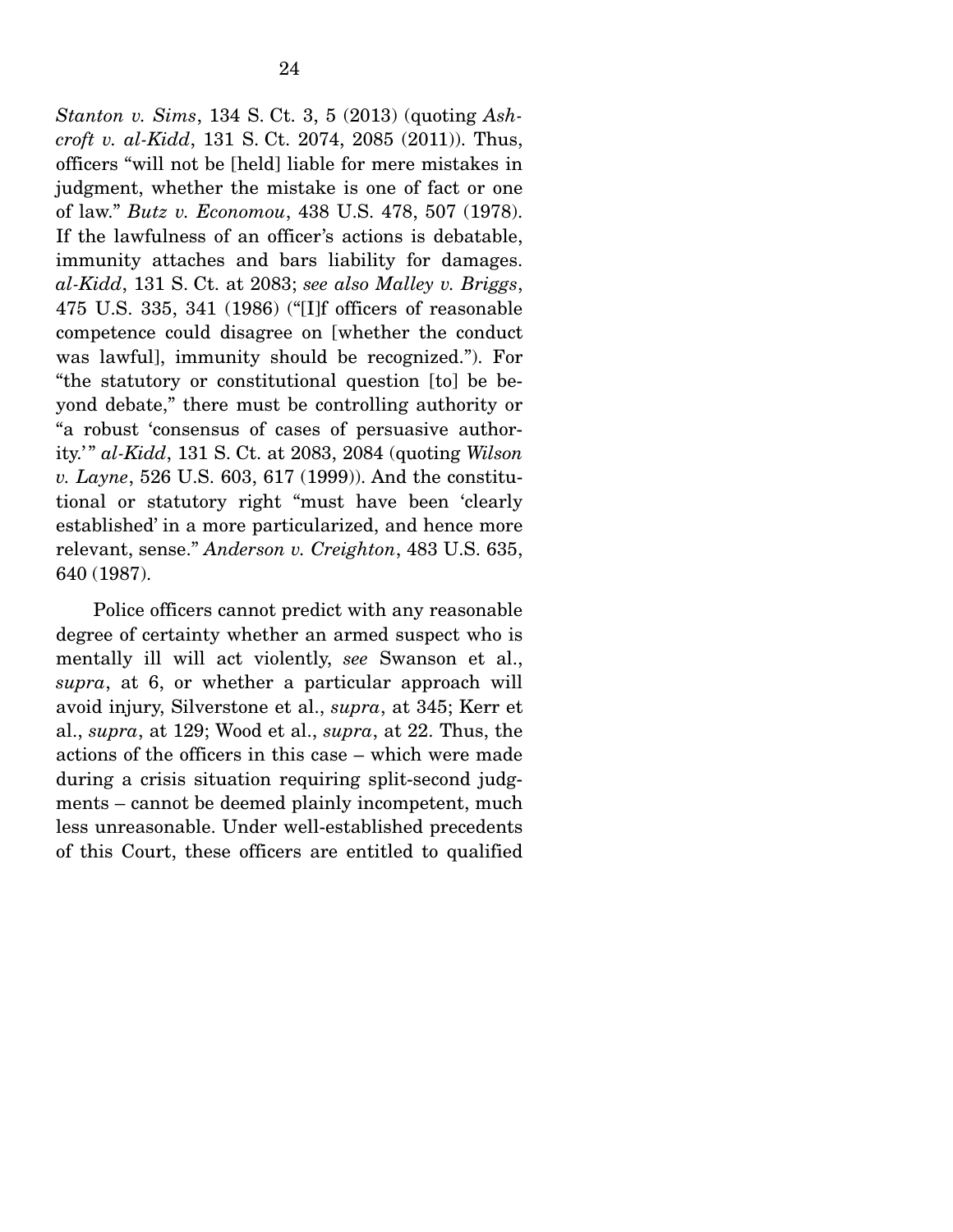*Stanton v. Sims*, 134 S. Ct. 3, 5 (2013) (quoting *Ashcroft v. al-Kidd*, 131 S. Ct. 2074, 2085 (2011)). Thus, officers "will not be [held] liable for mere mistakes in judgment, whether the mistake is one of fact or one of law." *Butz v. Economou*, 438 U.S. 478, 507 (1978). If the lawfulness of an officer's actions is debatable, immunity attaches and bars liability for damages. *al-Kidd*, 131 S. Ct. at 2083; *see also Malley v. Briggs*, 475 U.S. 335, 341 (1986) ("[I]f officers of reasonable competence could disagree on [whether the conduct was lawful], immunity should be recognized."). For "the statutory or constitutional question [to] be beyond debate," there must be controlling authority or "a robust 'consensus of cases of persuasive authority.'" *al-Kidd*, 131 S. Ct. at 2083, 2084 (quoting *Wilson v. Layne*, 526 U.S. 603, 617 (1999)). And the constitutional or statutory right "must have been 'clearly established' in a more particularized, and hence more relevant, sense." *Anderson v. Creighton*, 483 U.S. 635, 640 (1987).

Police officers cannot predict with any reasonable degree of certainty whether an armed suspect who is mentally ill will act violently, *see* Swanson et al., *supra*, at 6, or whether a particular approach will avoid injury, Silverstone et al., *supra*, at 345; Kerr et al., *supra*, at 129; Wood et al., *supra*, at 22. Thus, the actions of the officers in this case – which were made during a crisis situation requiring split-second judgments – cannot be deemed plainly incompetent, much less unreasonable. Under well-established precedents of this Court, these officers are entitled to qualified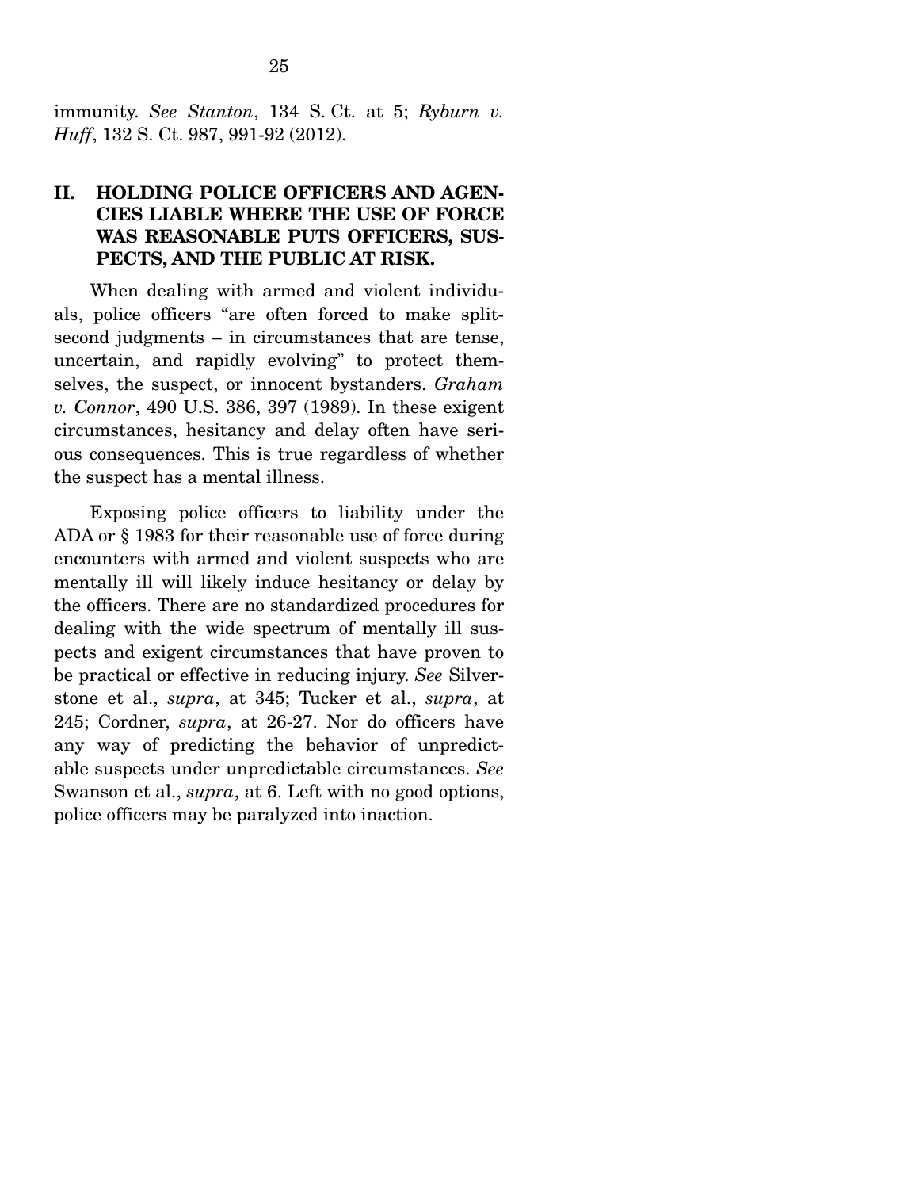immunity. *See Stanton*, 134 S. Ct. at 5; *Ryburn v. Huff*, 132 S. Ct. 987, 991-92 (2012).

## II. HOLDING POLICE OFFICERS AND AGENCIES LIABLE WHERE THE USE OF FORCE WAS REASONABLE PUTS OFFICERS, SUSPECTS, AND THE PUBLIC AT RISK.

When dealing with armed and violent individuals, police officers "are often forced to make split-second judgments – in circumstances that are tense, uncertain, and rapidly evolving" to protect themselves, the suspect, or innocent bystanders. *Graham v. Connor*, 490 U.S. 386, 397 (1989). In these exigent circumstances, hesitancy and delay often have serious consequences. This is true regardless of whether the suspect has a mental illness.

Exposing police officers to liability under the ADA or § 1983 for their reasonable use of force during encounters with armed and violent suspects who are mentally ill will likely induce hesitancy or delay by the officers. There are no standardized procedures for dealing with the wide spectrum of mentally ill suspects and exigent circumstances that have proven to be practical or effective in reducing injury. *See* Silverstone et al., *supra*, at 345; Tucker et al., *supra*, at 245; Cordner, *supra*, at 26-27. Nor do officers have any way of predicting the behavior of unpredictable suspects under unpredictable circumstances. *See* Swanson et al., *supra*, at 6. Left with no good options, police officers may be paralyzed into inaction.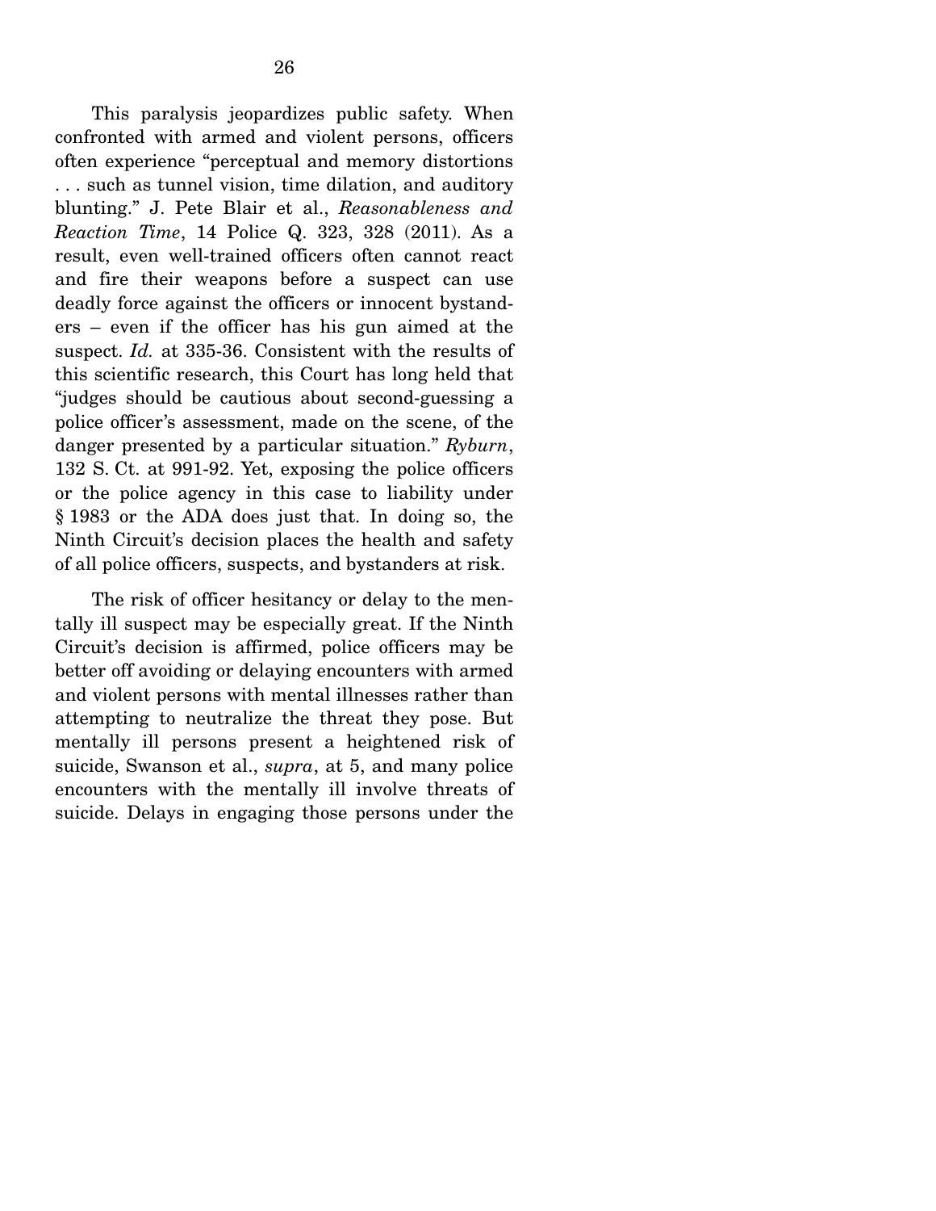This paralysis jeopardizes public safety. When confronted with armed and violent persons, officers often experience "perceptual and memory distortions . . . such as tunnel vision, time dilation, and auditory blunting." J. Pete Blair et al., *Reasonableness and Reaction Time*, 14 Police Q. 323, 328 (2011). As a result, even well-trained officers often cannot react and fire their weapons before a suspect can use deadly force against the officers or innocent bystanders – even if the officer has his gun aimed at the suspect. *Id.* at 335-36. Consistent with the results of this scientific research, this Court has long held that "judges should be cautious about second-guessing a police officer's assessment, made on the scene, of the danger presented by a particular situation." *Ryburn*, 132 S. Ct. at 991-92. Yet, exposing the police officers or the police agency in this case to liability under § 1983 or the ADA does just that. In doing so, the Ninth Circuit's decision places the health and safety of all police officers, suspects, and bystanders at risk.

The risk of officer hesitancy or delay to the mentally ill suspect may be especially great. If the Ninth Circuit's decision is affirmed, police officers may be better off avoiding or delaying encounters with armed and violent persons with mental illnesses rather than attempting to neutralize the threat they pose. But mentally ill persons present a heightened risk of suicide, Swanson et al., *supra*, at 5, and many police encounters with the mentally ill involve threats of suicide. Delays in engaging those persons under the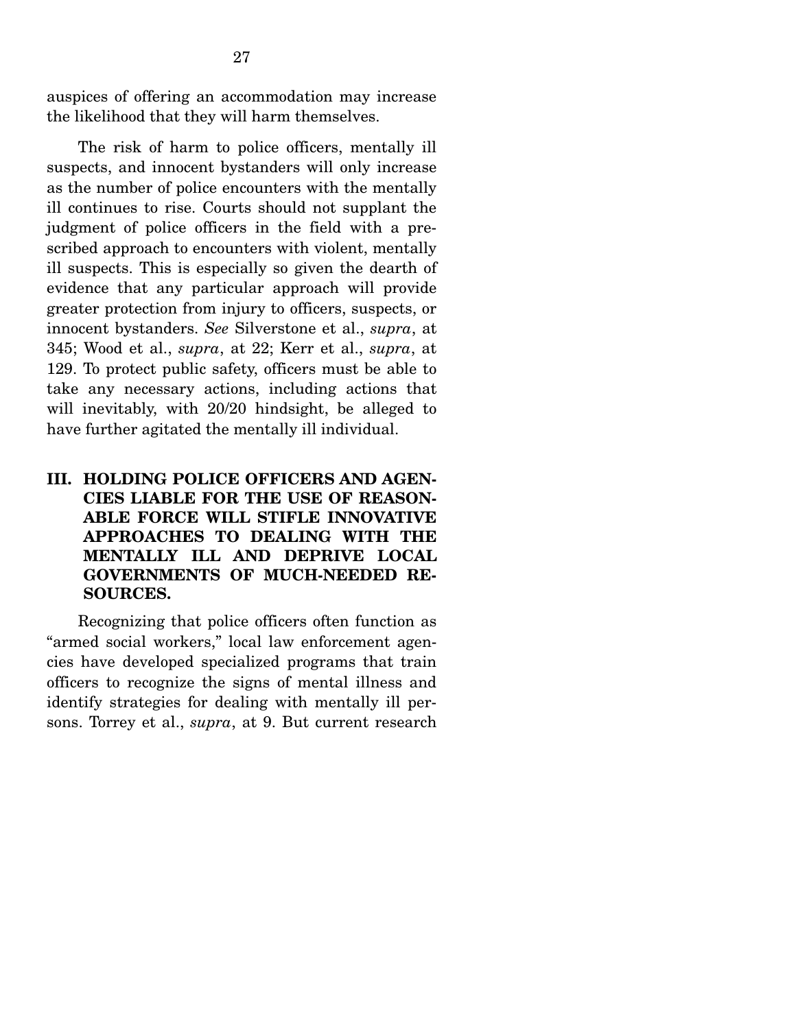auspices of offering an accommodation may increase the likelihood that they will harm themselves.

The risk of harm to police officers, mentally ill suspects, and innocent bystanders will only increase as the number of police encounters with the mentally ill continues to rise. Courts should not supplant the judgment of police officers in the field with a prescribed approach to encounters with violent, mentally ill suspects. This is especially so given the dearth of evidence that any particular approach will provide greater protection from injury to officers, suspects, or innocent bystanders. *See* Silverstone et al., *supra*, at 345; Wood et al., *supra*, at 22; Kerr et al., *supra*, at 129. To protect public safety, officers must be able to take any necessary actions, including actions that will inevitably, with 20/20 hindsight, be alleged to have further agitated the mentally ill individual.

## III. HOLDING POLICE OFFICERS AND AGENCIES LIABLE FOR THE USE OF REASONABLE FORCE WILL STIFLE INNOVATIVE APPROACHES TO DEALING WITH THE MENTALLY ILL AND DEPRIVE LOCAL GOVERNMENTS OF MUCH-NEEDED RESOURCES.

Recognizing that police officers often function as "armed social workers," local law enforcement agencies have developed specialized programs that train officers to recognize the signs of mental illness and identify strategies for dealing with mentally ill persons. Torrey et al., *supra*, at 9. But current research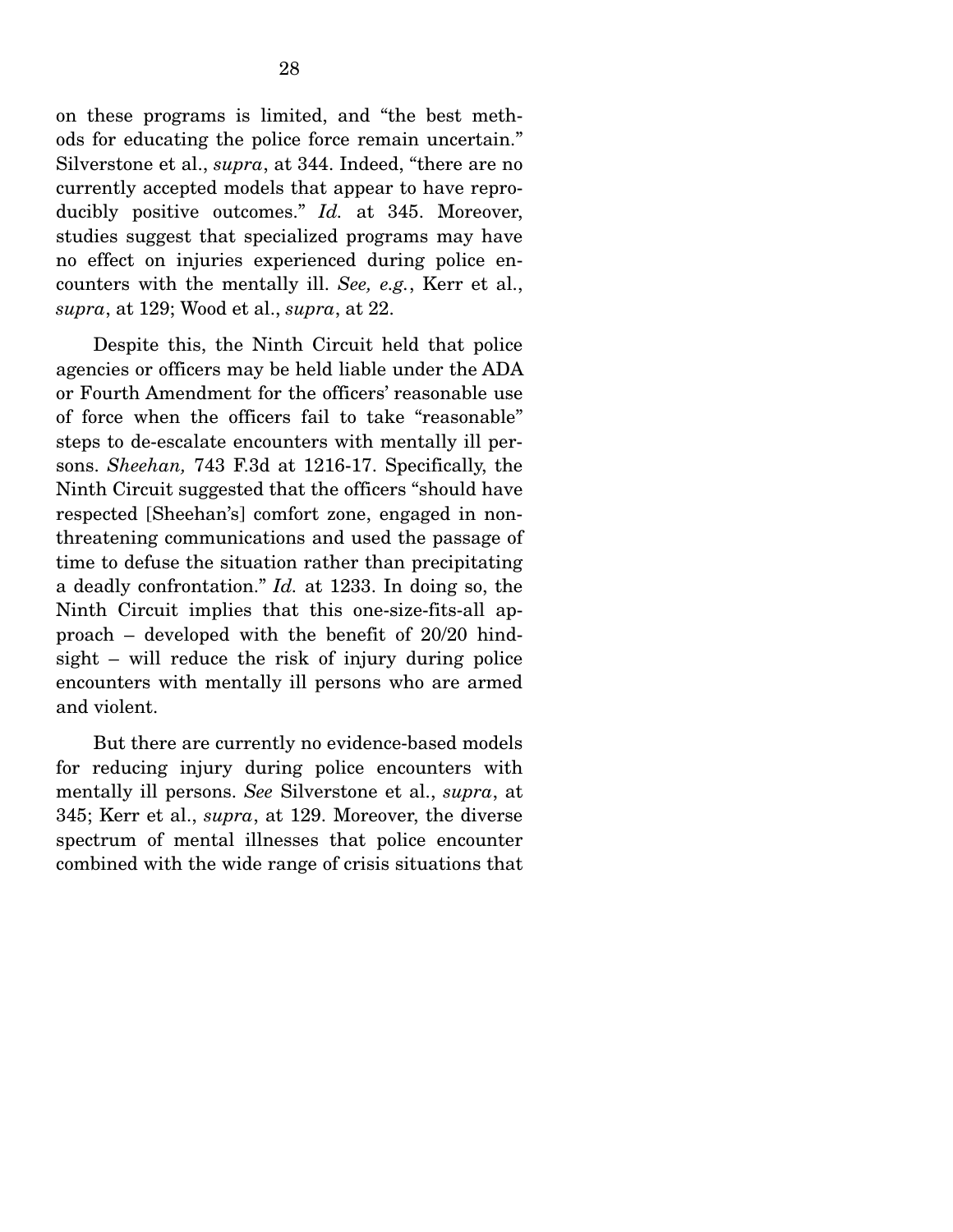on these programs is limited, and "the best methods for educating the police force remain uncertain." Silverstone et al., *supra*, at 344. Indeed, "there are no currently accepted models that appear to have reproducibly positive outcomes." *Id.* at 345. Moreover, studies suggest that specialized programs may have no effect on injuries experienced during police encounters with the mentally ill. *See, e.g.*, Kerr et al., *supra*, at 129; Wood et al., *supra*, at 22.

Despite this, the Ninth Circuit held that police agencies or officers may be held liable under the ADA or Fourth Amendment for the officers' reasonable use of force when the officers fail to take "reasonable" steps to de-escalate encounters with mentally ill persons. *Sheehan,* 743 F.3d at 1216-17. Specifically, the Ninth Circuit suggested that the officers "should have respected [Sheehan's] comfort zone, engaged in non-threatening communications and used the passage of time to defuse the situation rather than precipitating a deadly confrontation." *Id.* at 1233. In doing so, the Ninth Circuit implies that this one-size-fits-all approach – developed with the benefit of 20/20 hindsight – will reduce the risk of injury during police encounters with mentally ill persons who are armed and violent.

But there are currently no evidence-based models for reducing injury during police encounters with mentally ill persons. *See* Silverstone et al., *supra*, at 345; Kerr et al., *supra*, at 129. Moreover, the diverse spectrum of mental illnesses that police encounter combined with the wide range of crisis situations that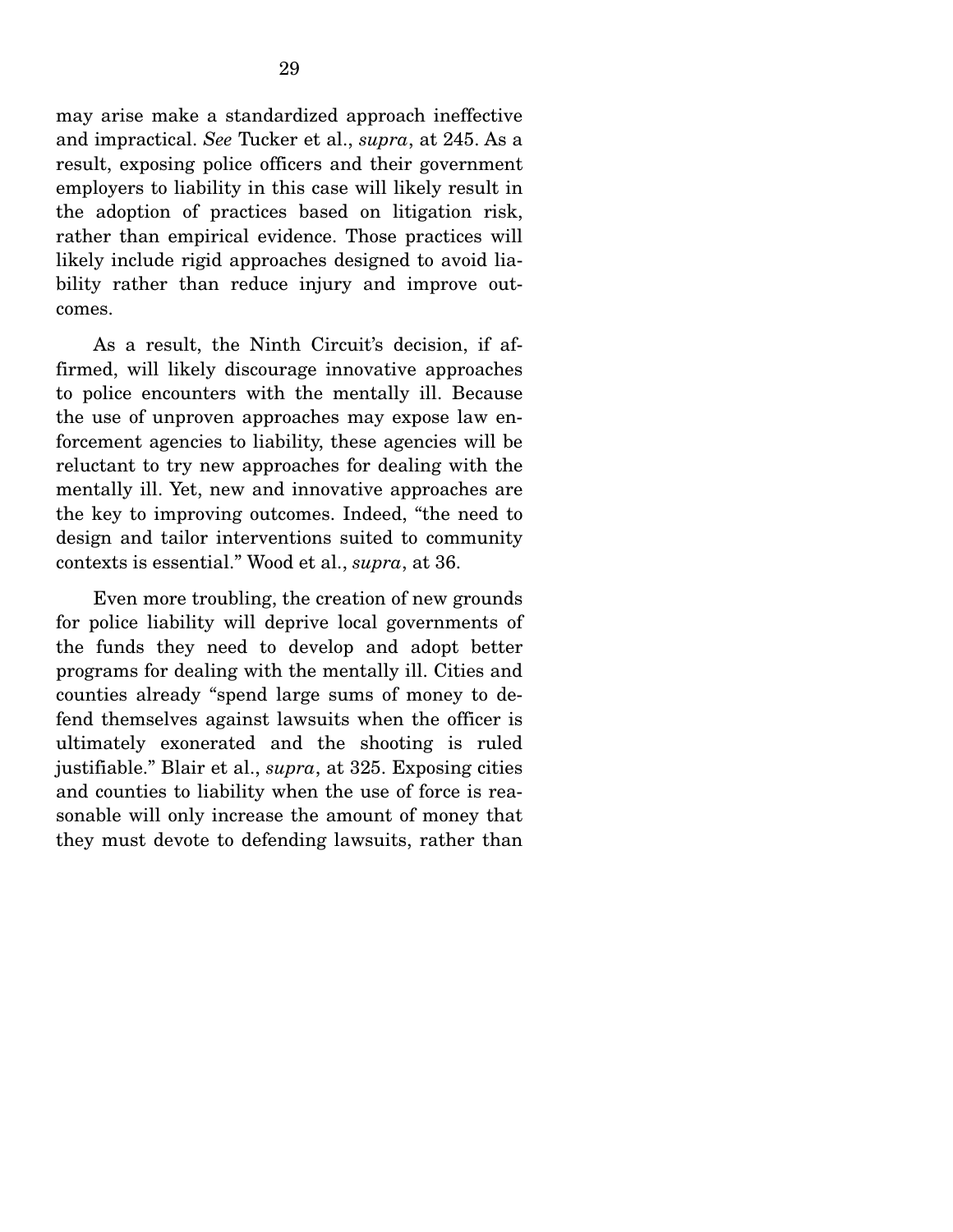may arise make a standardized approach ineffective and impractical. *See* Tucker et al., *supra*, at 245. As a result, exposing police officers and their government employers to liability in this case will likely result in the adoption of practices based on litigation risk, rather than empirical evidence. Those practices will likely include rigid approaches designed to avoid liability rather than reduce injury and improve outcomes.

As a result, the Ninth Circuit's decision, if affirmed, will likely discourage innovative approaches to police encounters with the mentally ill. Because the use of unproven approaches may expose law enforcement agencies to liability, these agencies will be reluctant to try new approaches for dealing with the mentally ill. Yet, new and innovative approaches are the key to improving outcomes. Indeed, "the need to design and tailor interventions suited to community contexts is essential." Wood et al., *supra*, at 36.

Even more troubling, the creation of new grounds for police liability will deprive local governments of the funds they need to develop and adopt better programs for dealing with the mentally ill. Cities and counties already "spend large sums of money to defend themselves against lawsuits when the officer is ultimately exonerated and the shooting is ruled justifiable." Blair et al., *supra*, at 325. Exposing cities and counties to liability when the use of force is reasonable will only increase the amount of money that they must devote to defending lawsuits, rather than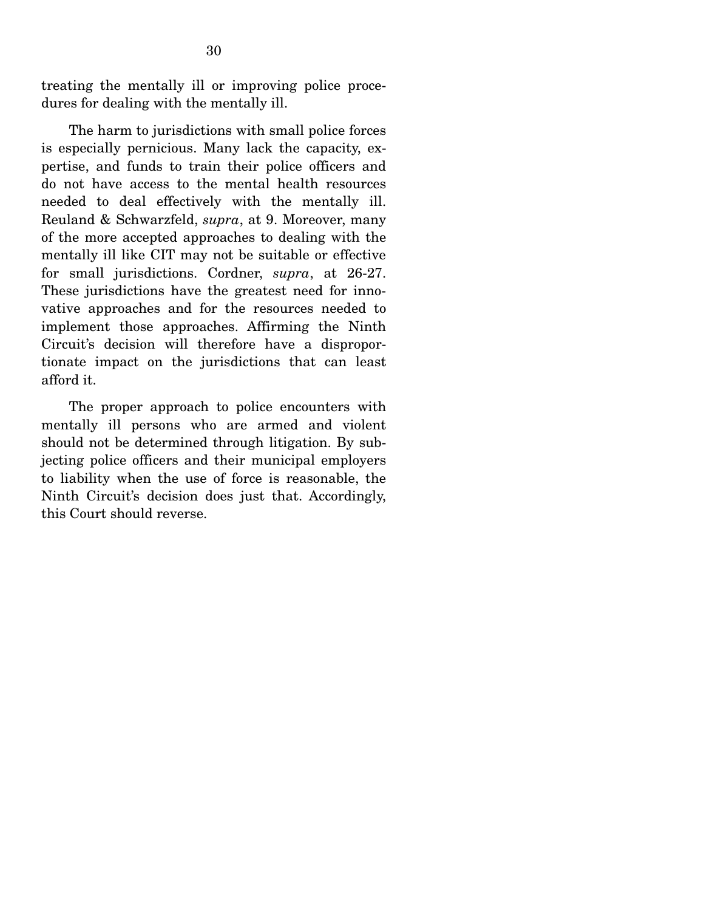treating the mentally ill or improving police procedures for dealing with the mentally ill.

The harm to jurisdictions with small police forces is especially pernicious. Many lack the capacity, expertise, and funds to train their police officers and do not have access to the mental health resources needed to deal effectively with the mentally ill. Reuland & Schwarzfeld, *supra*, at 9. Moreover, many of the more accepted approaches to dealing with the mentally ill like CIT may not be suitable or effective for small jurisdictions. Cordner, *supra*, at 26-27. These jurisdictions have the greatest need for innovative approaches and for the resources needed to implement those approaches. Affirming the Ninth Circuit's decision will therefore have a disproportionate impact on the jurisdictions that can least afford it.

The proper approach to police encounters with mentally ill persons who are armed and violent should not be determined through litigation. By subjecting police officers and their municipal employers to liability when the use of force is reasonable, the Ninth Circuit's decision does just that. Accordingly, this Court should reverse.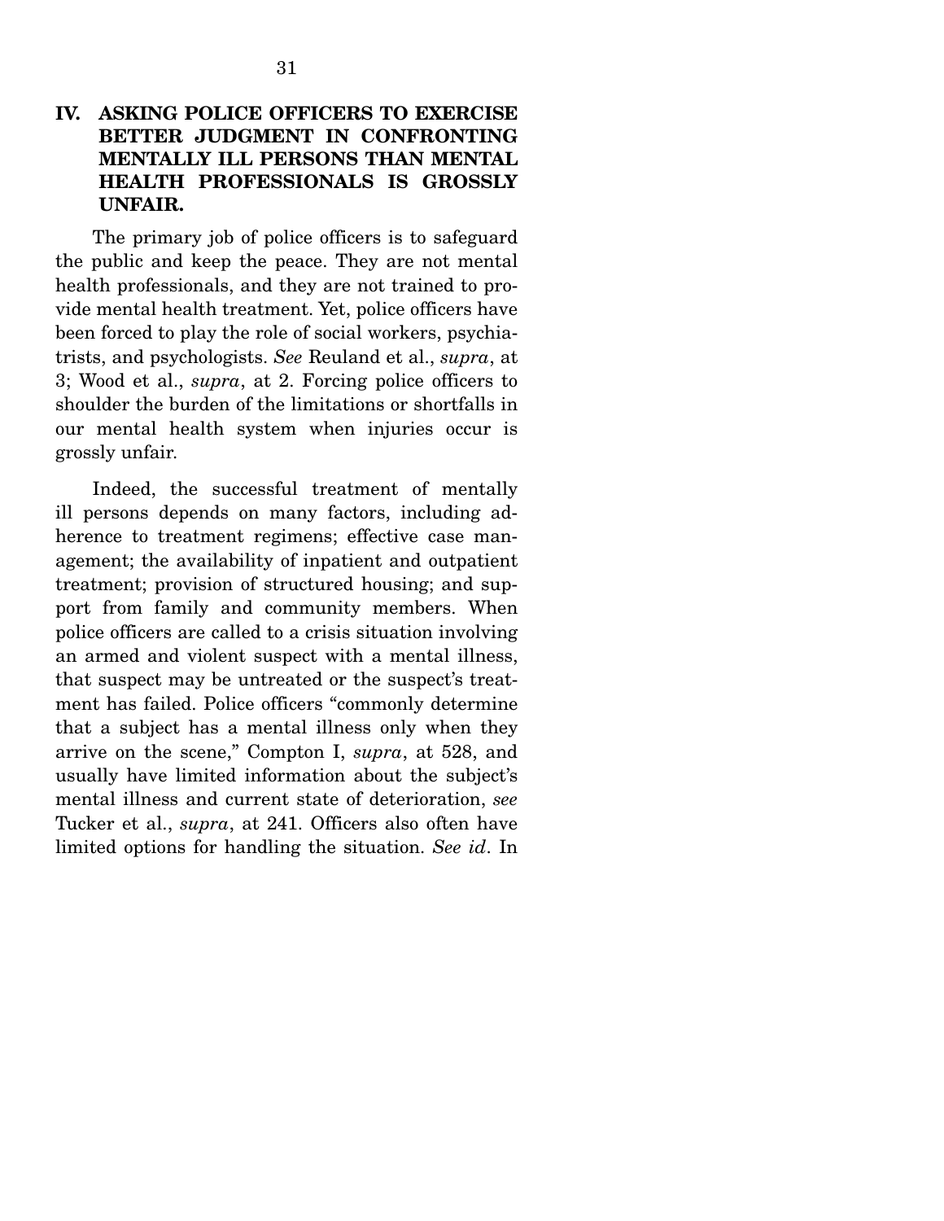## IV. ASKING POLICE OFFICERS TO EXERCISE BETTER JUDGMENT IN CONFRONTING MENTALLY ILL PERSONS THAN MENTAL HEALTH PROFESSIONALS IS GROSSLY UNFAIR.

The primary job of police officers is to safeguard the public and keep the peace. They are not mental health professionals, and they are not trained to provide mental health treatment. Yet, police officers have been forced to play the role of social workers, psychiatrists, and psychologists. *See* Reuland et al., *supra*, at 3; Wood et al., *supra*, at 2. Forcing police officers to shoulder the burden of the limitations or shortfalls in our mental health system when injuries occur is grossly unfair.

Indeed, the successful treatment of mentally ill persons depends on many factors, including adherence to treatment regimens; effective case management; the availability of inpatient and outpatient treatment; provision of structured housing; and support from family and community members. When police officers are called to a crisis situation involving an armed and violent suspect with a mental illness, that suspect may be untreated or the suspect's treatment has failed. Police officers "commonly determine that a subject has a mental illness only when they arrive on the scene," Compton I, *supra*, at 528, and usually have limited information about the subject's mental illness and current state of deterioration, *see* Tucker et al., *supra*, at 241. Officers also often have limited options for handling the situation. *See id*. In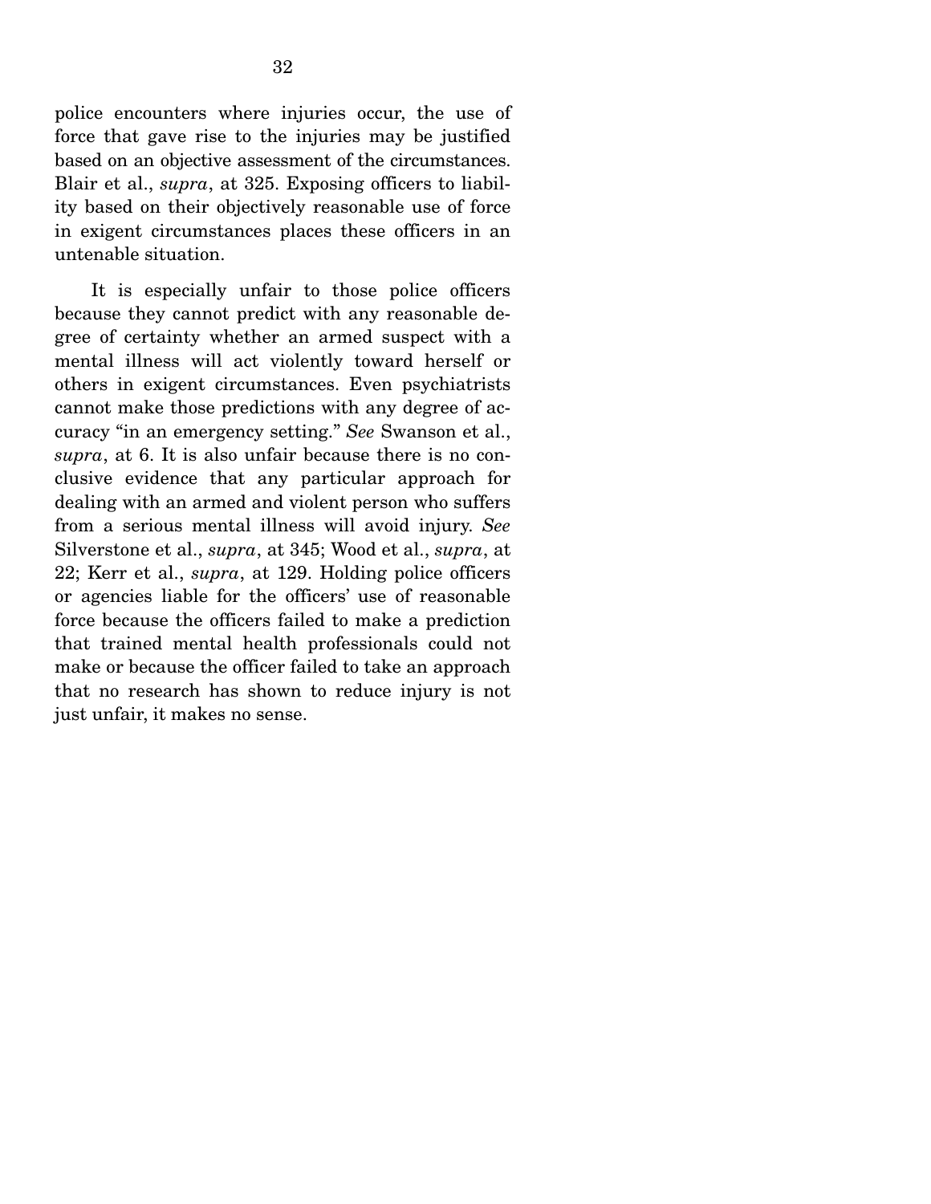police encounters where injuries occur, the use of force that gave rise to the injuries may be justified based on an objective assessment of the circumstances. Blair et al., *supra*, at 325. Exposing officers to liability based on their objectively reasonable use of force in exigent circumstances places these officers in an untenable situation.

It is especially unfair to those police officers because they cannot predict with any reasonable degree of certainty whether an armed suspect with a mental illness will act violently toward herself or others in exigent circumstances. Even psychiatrists cannot make those predictions with any degree of accuracy "in an emergency setting." *See* Swanson et al., *supra*, at 6. It is also unfair because there is no conclusive evidence that any particular approach for dealing with an armed and violent person who suffers from a serious mental illness will avoid injury. *See* Silverstone et al., *supra*, at 345; Wood et al., *supra*, at 22; Kerr et al., *supra*, at 129. Holding police officers or agencies liable for the officers' use of reasonable force because the officers failed to make a prediction that trained mental health professionals could not make or because the officer failed to take an approach that no research has shown to reduce injury is not just unfair, it makes no sense.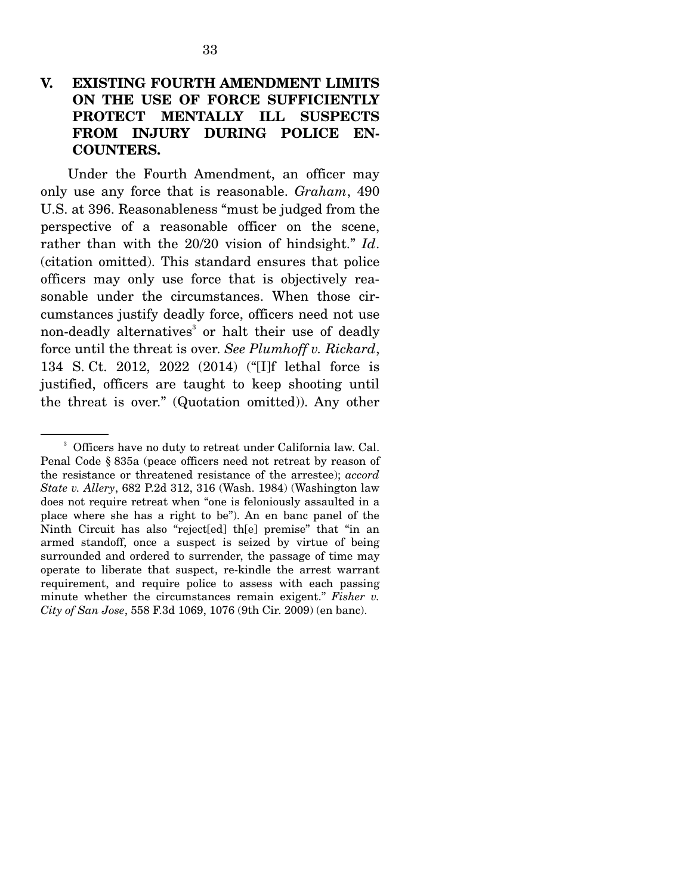## V. EXISTING FOURTH AMENDMENT LIMITS ON THE USE OF FORCE SUFFICIENTLY PROTECT MENTALLY ILL SUSPECTS FROM INJURY DURING POLICE ENCOUNTERS.

Under the Fourth Amendment, an officer may only use any force that is reasonable. *Graham*, 490 U.S. at 396. Reasonableness "must be judged from the perspective of a reasonable officer on the scene, rather than with the 20/20 vision of hindsight." *Id*. (citation omitted). This standard ensures that police officers may only use force that is objectively reasonable under the circumstances. When those circumstances justify deadly force, officers need not use non-deadly alternatives[3] or halt their use of deadly force until the threat is over. *See Plumhoff v. Rickard*, 134 S. Ct. 2012, 2022 (2014) ("[I]f lethal force is justified, officers are taught to keep shooting until the threat is over." (Quotation omitted)). Any other

---

[3] Officers have no duty to retreat under California law. Cal. Penal Code § 835a (peace officers need not retreat by reason of the resistance or threatened resistance of the arrestee); *accord State v. Allery*, 682 P.2d 312, 316 (Wash. 1984) (Washington law does not require retreat when "one is feloniously assaulted in a place where she has a right to be"). An en banc panel of the Ninth Circuit has also "reject[ed] th[e] premise" that "in an armed standoff, once a suspect is seized by virtue of being surrounded and ordered to surrender, the passage of time may operate to liberate that suspect, re-kindle the arrest warrant requirement, and require police to assess with each passing minute whether the circumstances remain exigent." *Fisher v. City of San Jose*, 558 F.3d 1069, 1076 (9th Cir. 2009) (en banc).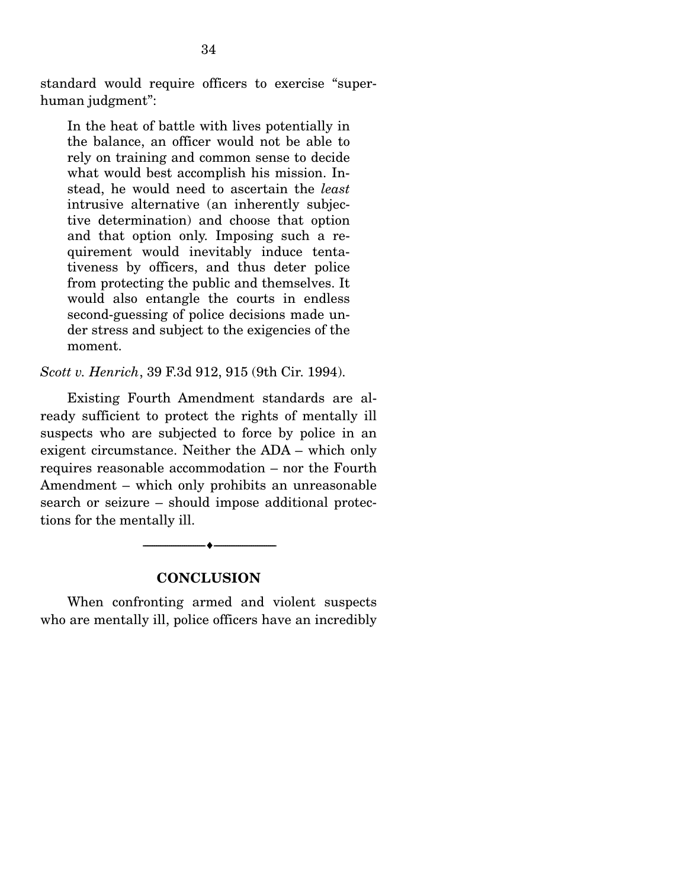standard would require officers to exercise "superhuman judgment":

> In the heat of battle with lives potentially in the balance, an officer would not be able to rely on training and common sense to decide what would best accomplish his mission. Instead, he would need to ascertain the *least* intrusive alternative (an inherently subjective determination) and choose that option and that option only. Imposing such a requirement would inevitably induce tentativeness by officers, and thus deter police from protecting the public and themselves. It would also entangle the courts in endless second-guessing of police decisions made under stress and subject to the exigencies of the moment.

*Scott v. Henrich*, 39 F.3d 912, 915 (9th Cir. 1994).

Existing Fourth Amendment standards are already sufficient to protect the rights of mentally ill suspects who are subjected to force by police in an exigent circumstance. Neither the ADA – which only requires reasonable accommodation – nor the Fourth Amendment – which only prohibits an unreasonable search or seizure – should impose additional protections for the mentally ill.

---

## CONCLUSION

When confronting armed and violent suspects who are mentally ill, police officers have an incredibly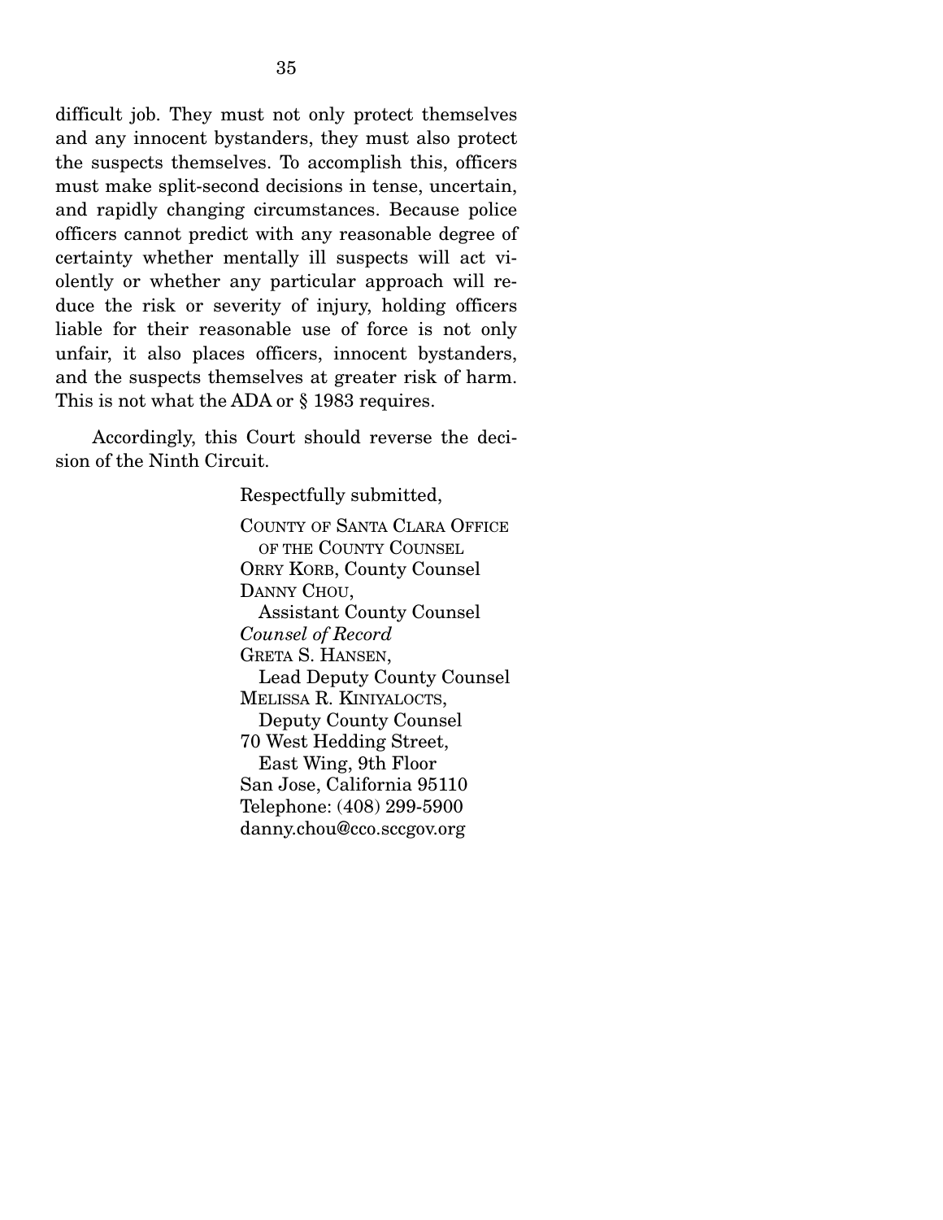difficult job. They must not only protect themselves and any innocent bystanders, they must also protect the suspects themselves. To accomplish this, officers must make split-second decisions in tense, uncertain, and rapidly changing circumstances. Because police officers cannot predict with any reasonable degree of certainty whether mentally ill suspects will act violently or whether any particular approach will reduce the risk or severity of injury, holding officers liable for their reasonable use of force is not only unfair, it also places officers, innocent bystanders, and the suspects themselves at greater risk of harm. This is not what the ADA or § 1983 requires.

Accordingly, this Court should reverse the decision of the Ninth Circuit.

Respectfully submitted,

COUNTY OF SANTA CLARA OFFICE OF THE COUNTY COUNSEL
ORRY KORB, County Counsel
DANNY CHOU,
Assistant County Counsel
*Counsel of Record*
GRETA S. HANSEN,
Lead Deputy County Counsel
MELISSA R. KINIYALOCTS,
Deputy County Counsel
70 West Hedding Street,
East Wing, 9th Floor
San Jose, California 95110
Telephone: (408) 299-5900
danny.chou@cco.sccgov.org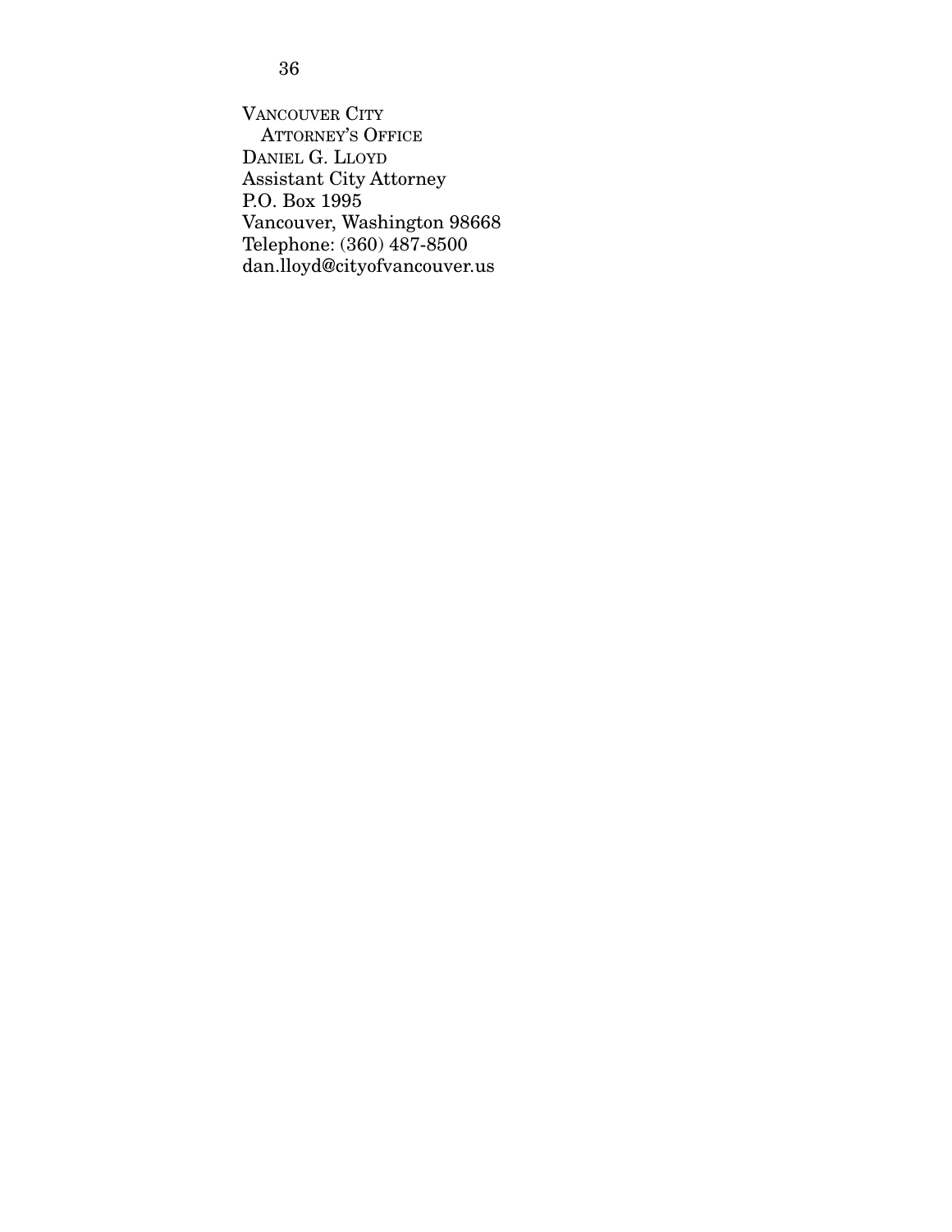VANCOUVER CITY
ATTORNEY'S OFFICE
DANIEL G. LLOYD
Assistant City Attorney
P.O. Box 1995
Vancouver, Washington 98668
Telephone: (360) 487-8500
dan.lloyd@cityofvancouver.us